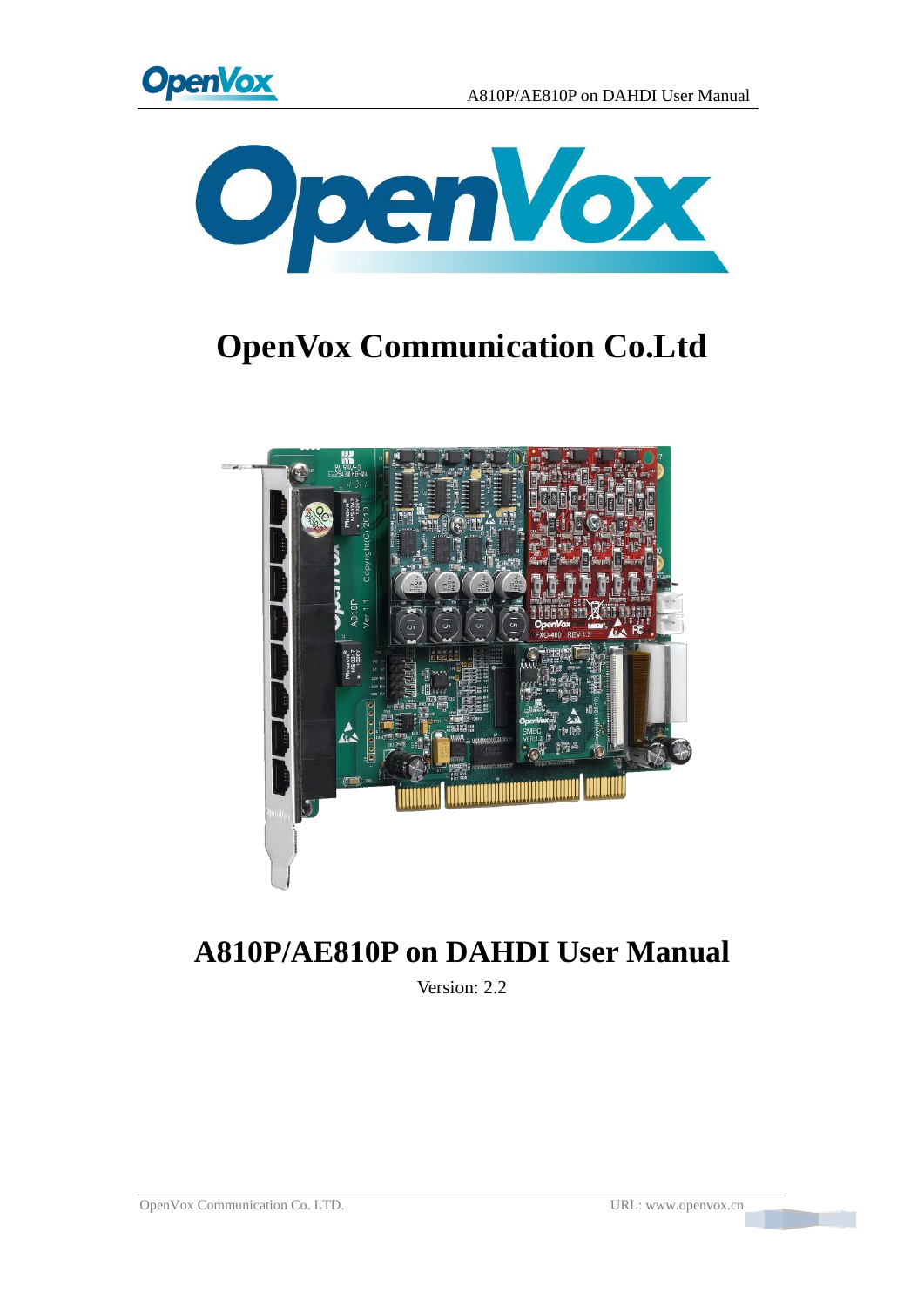# OpenVox Communication Co.Ltd

# A810P/AE810P on DAHDI User Manual

Version: 2.2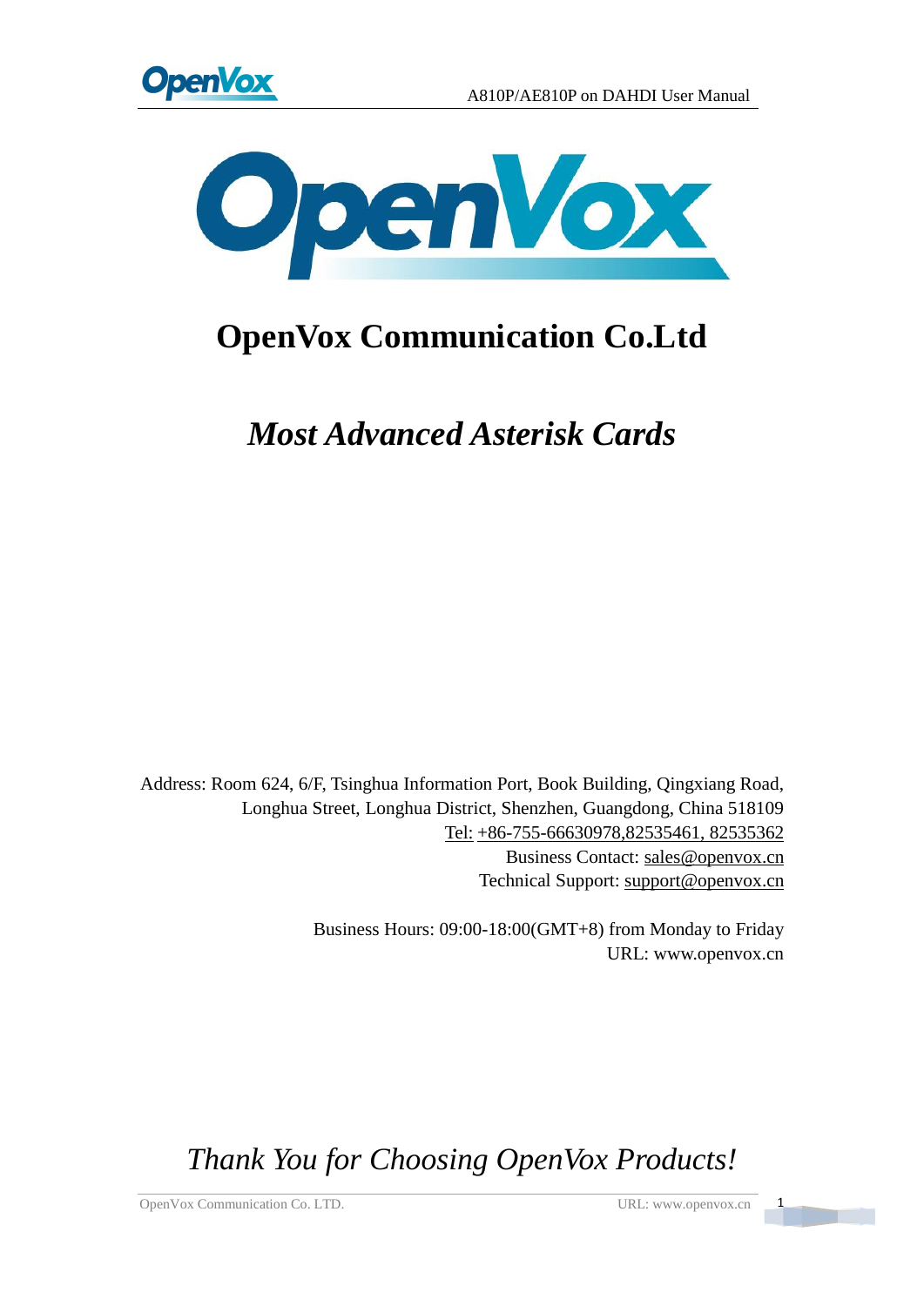# OpenVox Communication Co.Ltd

## *Most Advanced Asterisk Cards*

Address: Room 624, 6/F, Tsinghua Information Port, Book Building, Qingxiang Road, Longhua Street, Longhua District, Shenzhen, Guangdong, China 518109

Tel: +86-755-66630978,82535461, 82535362

Business Contact: sales@openvox.cn

Technical Support: support@openvox.cn

Business Hours: 09:00-18:00(GMT+8) from Monday to Friday

URL: www.openvox.cn

*Thank You for Choosing OpenVox Products!*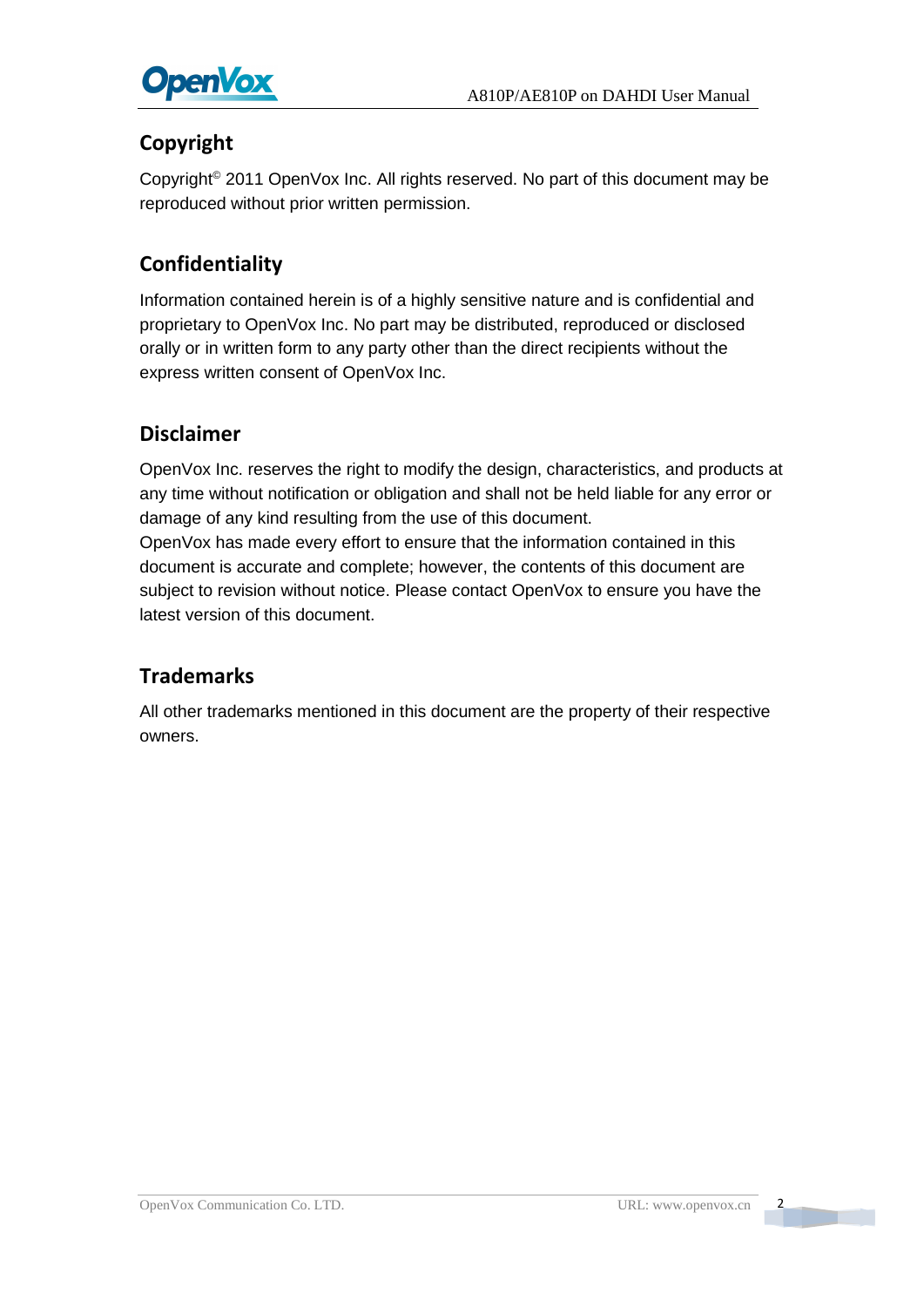## Copyright

Copyright© 2011 OpenVox Inc. All rights reserved. No part of this document may be reproduced without prior written permission.

## Confidentiality

Information contained herein is of a highly sensitive nature and is confidential and proprietary to OpenVox Inc. No part may be distributed, reproduced or disclosed orally or in written form to any party other than the direct recipients without the express written consent of OpenVox Inc.

## Disclaimer

OpenVox Inc. reserves the right to modify the design, characteristics, and products at any time without notification or obligation and shall not be held liable for any error or damage of any kind resulting from the use of this document.

OpenVox has made every effort to ensure that the information contained in this document is accurate and complete; however, the contents of this document are subject to revision without notice. Please contact OpenVox to ensure you have the latest version of this document.

## Trademarks

All other trademarks mentioned in this document are the property of their respective owners.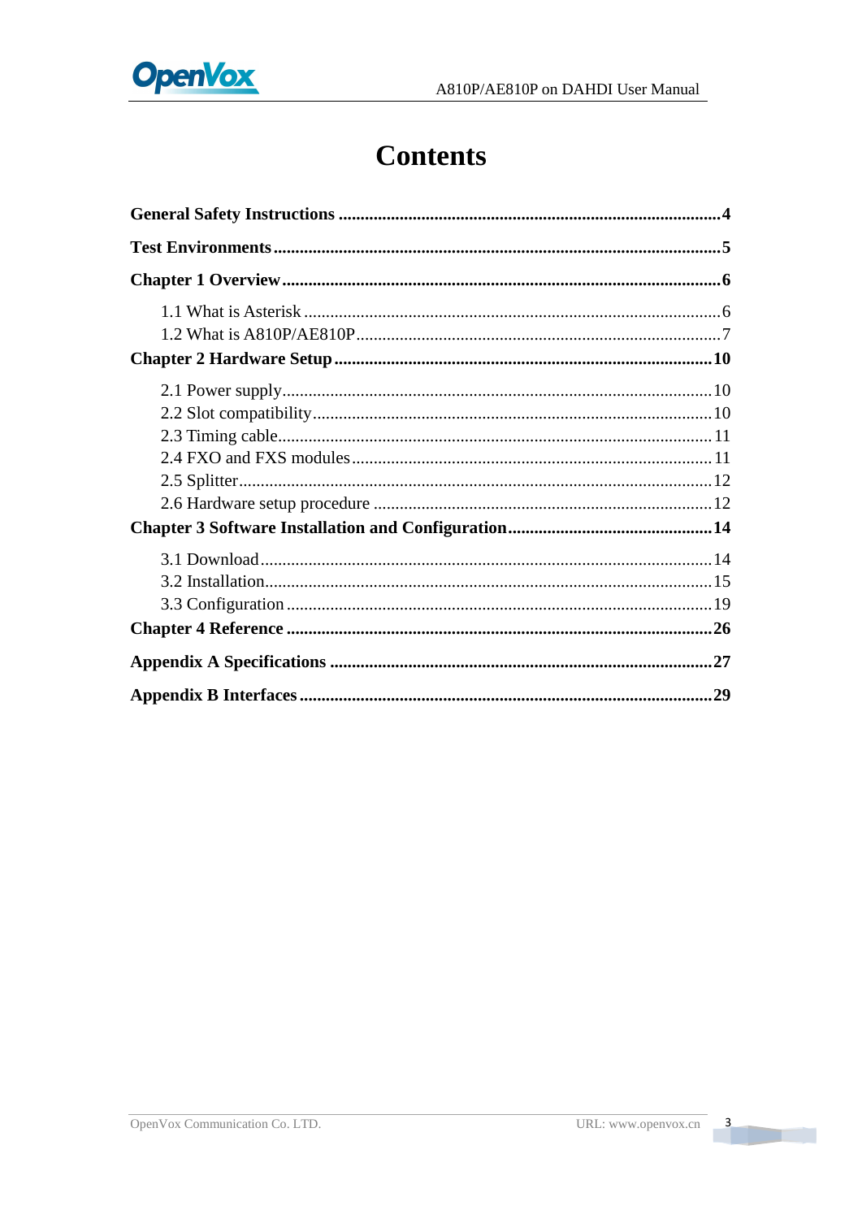# Contents

**General Safety Instructions** ........................................................................................ **4**

**Test Environments** ....................................................................................................... **5**

**Chapter 1 Overview** ...................................................................................................... **6**

1.1 What is Asterisk ..................................................................................................... 6
1.2 What is A810P/AE810P ......................................................................................... 7

**Chapter 2 Hardware Setup** .......................................................................................... **10**

2.1 Power supply ......................................................................................................... 10
2.2 Slot compatibility ................................................................................................... 10
2.3 Timing cable ........................................................................................................... 11
2.4 FXO and FXS modules .......................................................................................... 11
2.5 Splitter .................................................................................................................... 12
2.6 Hardware setup procedure ..................................................................................... 12

**Chapter 3 Software Installation and Configuration** ................................................. **14**

3.1 Download ............................................................................................................... 14
3.2 Installation ............................................................................................................. 15
3.3 Configuration ......................................................................................................... 19

**Chapter 4 Reference** ..................................................................................................... **26**

**Appendix A Specifications** .......................................................................................... **27**

**Appendix B Interfaces** .................................................................................................. **29**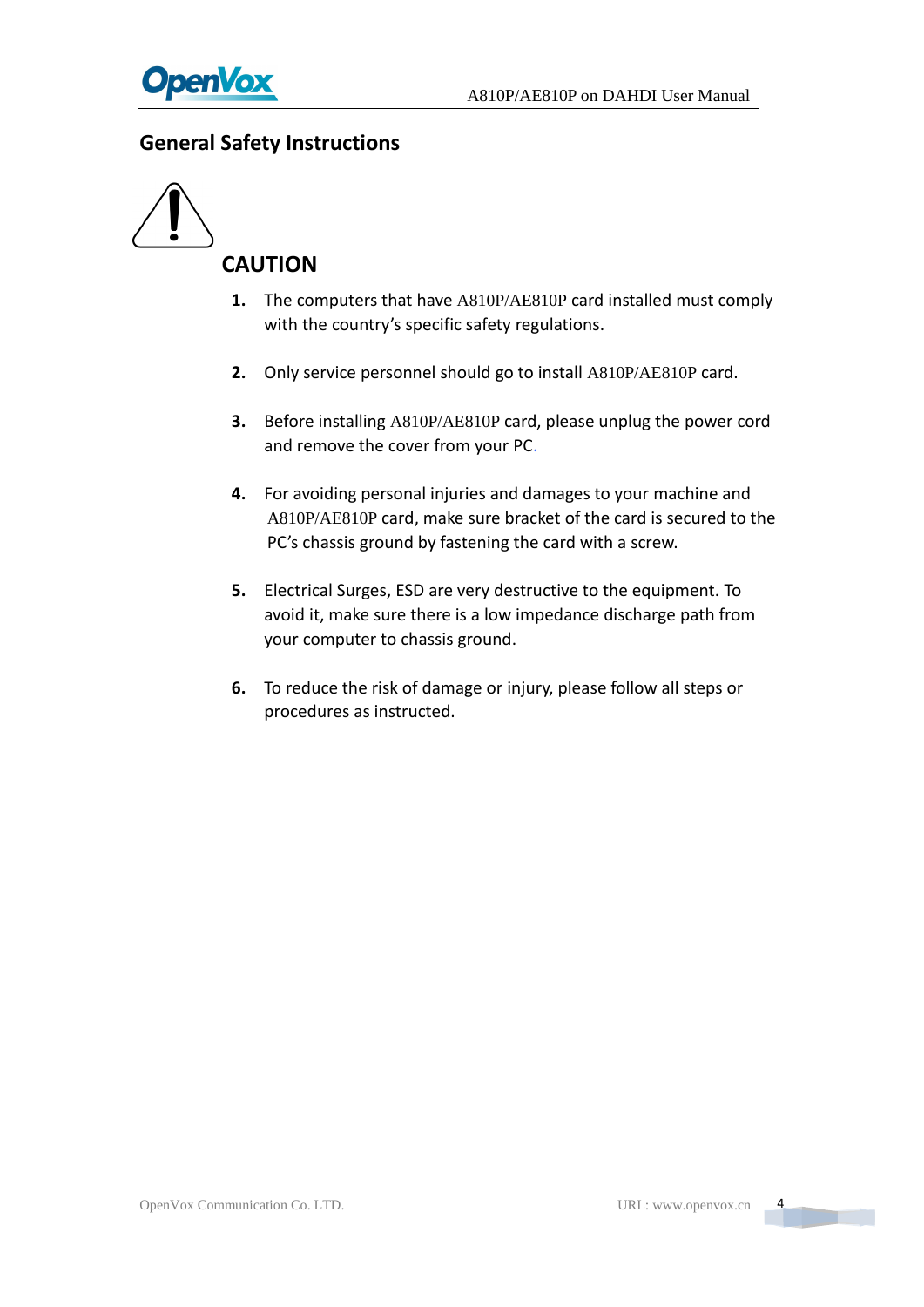## General Safety Instructions

### CAUTION

1. The computers that have A810P/AE810P card installed must comply with the country's specific safety regulations.

2. Only service personnel should go to install A810P/AE810P card.

3. Before installing A810P/AE810P card, please unplug the power cord and remove the cover from your PC.

4. For avoiding personal injuries and damages to your machine and A810P/AE810P card, make sure bracket of the card is secured to the PC's chassis ground by fastening the card with a screw.

5. Electrical Surges, ESD are very destructive to the equipment. To avoid it, make sure there is a low impedance discharge path from your computer to chassis ground.

6. To reduce the risk of damage or injury, please follow all steps or procedures as instructed.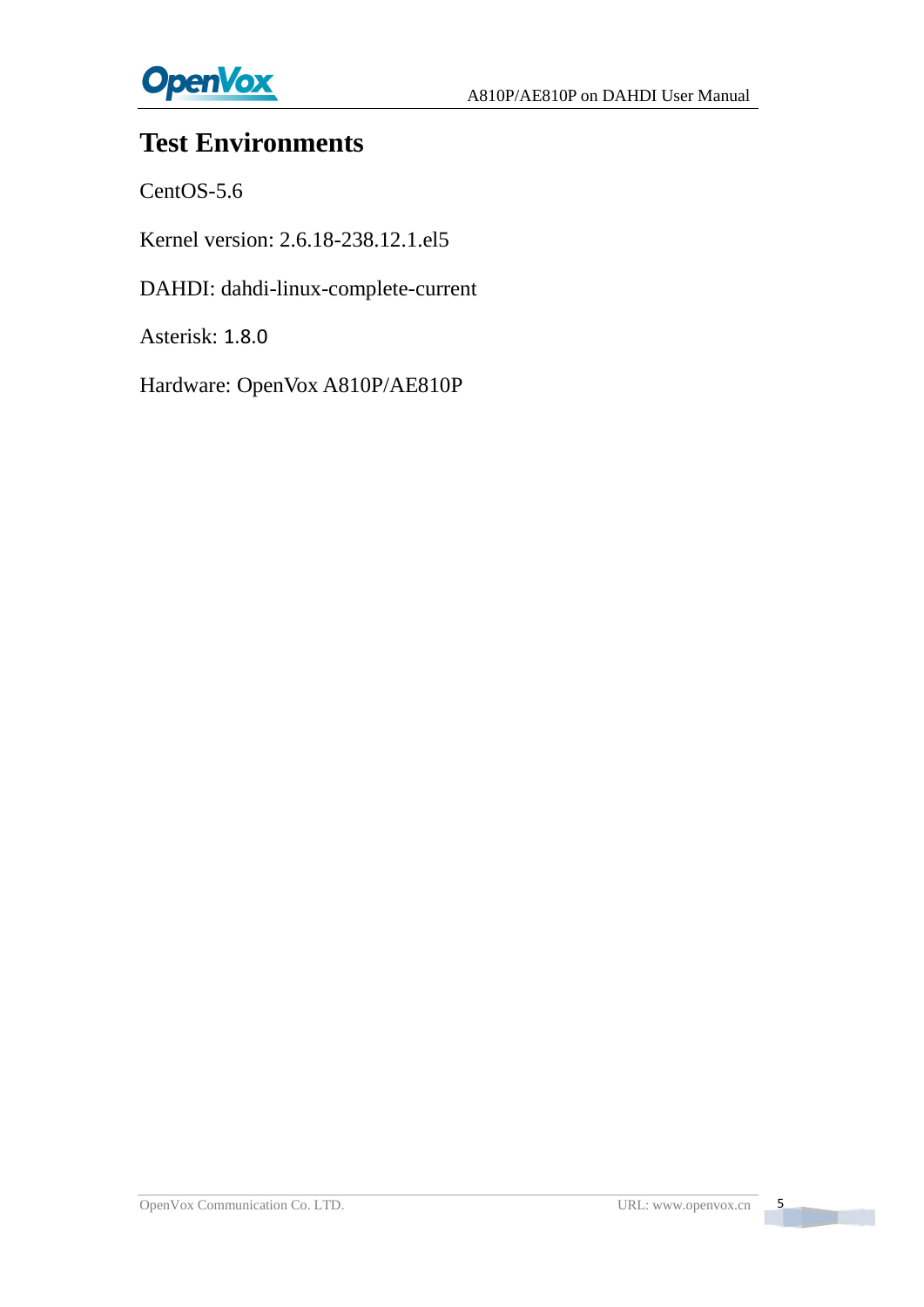# Test Environments

CentOS-5.6

Kernel version: 2.6.18-238.12.1.el5

DAHDI: dahdi-linux-complete-current

Asterisk: 1.8.0

Hardware: OpenVox A810P/AE810P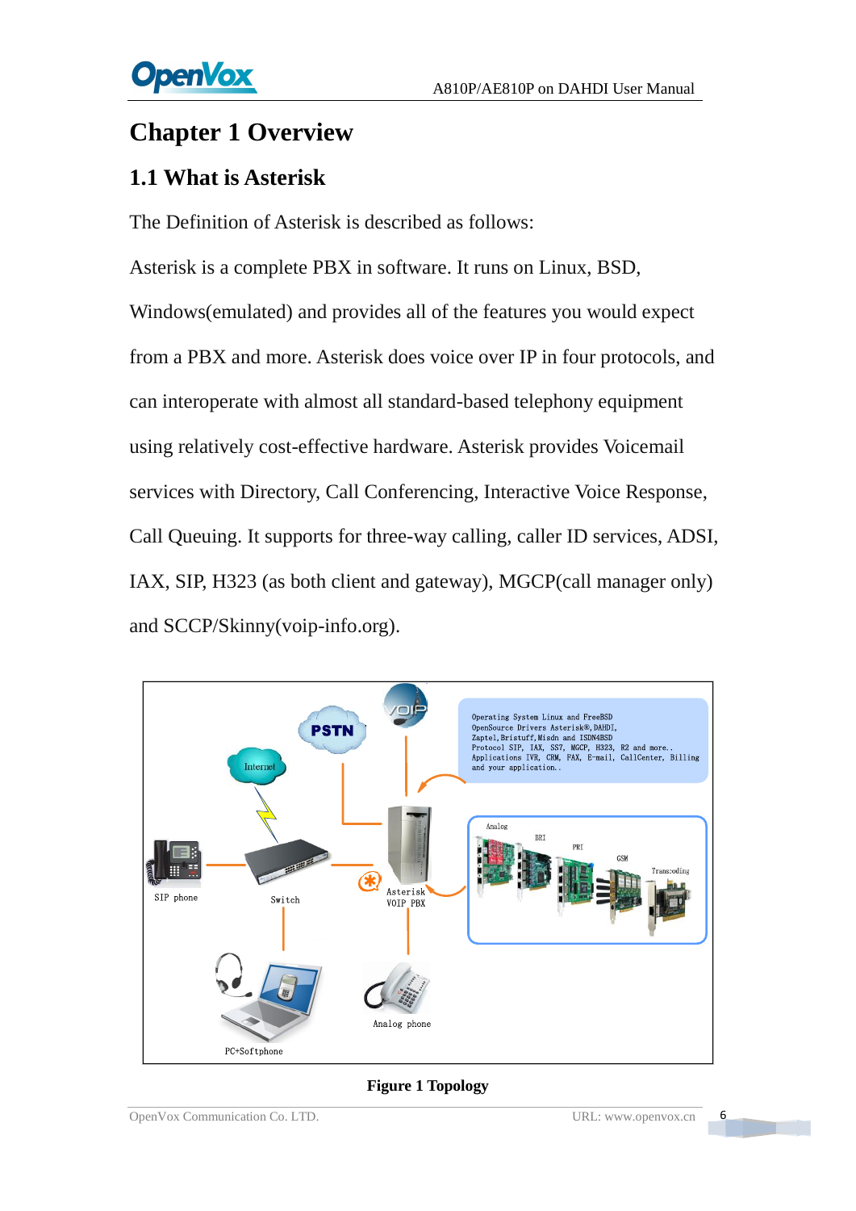# Chapter 1 Overview

## 1.1 What is Asterisk

The Definition of Asterisk is described as follows:

Asterisk is a complete PBX in software. It runs on Linux, BSD, Windows(emulated) and provides all of the features you would expect from a PBX and more. Asterisk does voice over IP in four protocols, and can interoperate with almost all standard-based telephony equipment using relatively cost-effective hardware. Asterisk provides Voicemail services with Directory, Call Conferencing, Interactive Voice Response, Call Queuing. It supports for three-way calling, caller ID services, ADSI, IAX, SIP, H323 (as both client and gateway), MGCP(call manager only) and SCCP/Skinny(voip-info.org).

**Figure 1 Topology**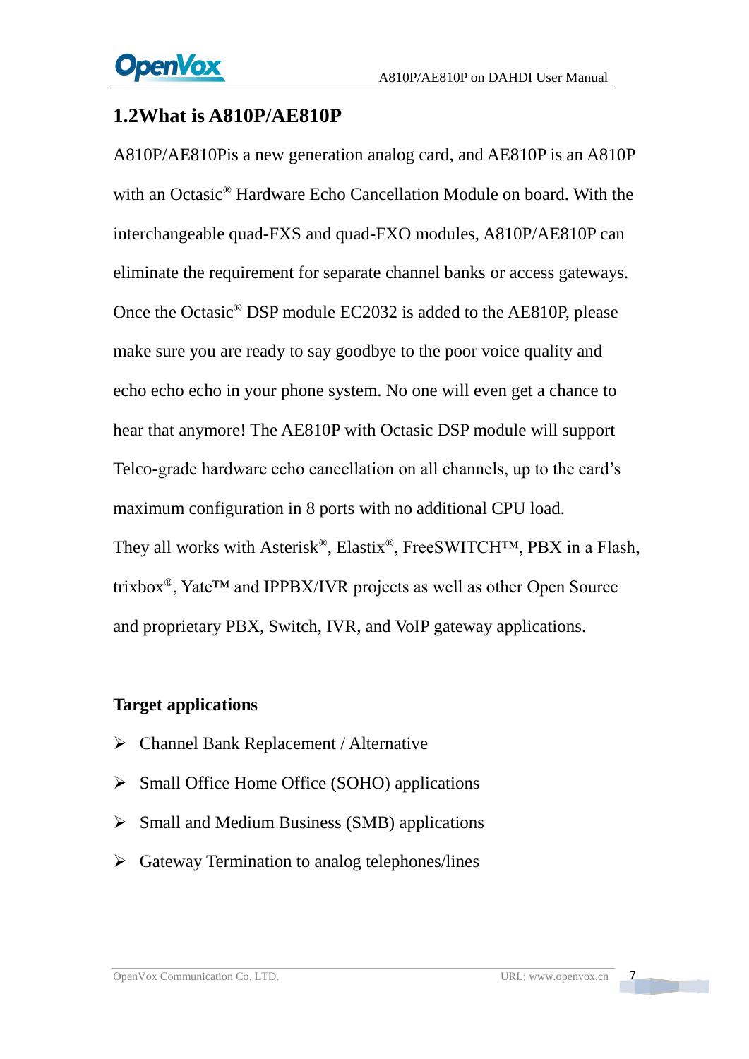## 1.2What is A810P/AE810P

A810P/AE810Pis a new generation analog card, and AE810P is an A810P with an Octasic® Hardware Echo Cancellation Module on board. With the interchangeable quad-FXS and quad-FXO modules, A810P/AE810P can eliminate the requirement for separate channel banks or access gateways. Once the Octasic® DSP module EC2032 is added to the AE810P, please make sure you are ready to say goodbye to the poor voice quality and echo echo echo in your phone system. No one will even get a chance to hear that anymore! The AE810P with Octasic DSP module will support Telco-grade hardware echo cancellation on all channels, up to the card's maximum configuration in 8 ports with no additional CPU load.

They all works with Asterisk®, Elastix®, FreeSWITCH™, PBX in a Flash, trixbox®, Yate™ and IPPBX/IVR projects as well as other Open Source and proprietary PBX, Switch, IVR, and VoIP gateway applications.

**Target applications**

- Channel Bank Replacement / Alternative
- Small Office Home Office (SOHO) applications
- Small and Medium Business (SMB) applications
- Gateway Termination to analog telephones/lines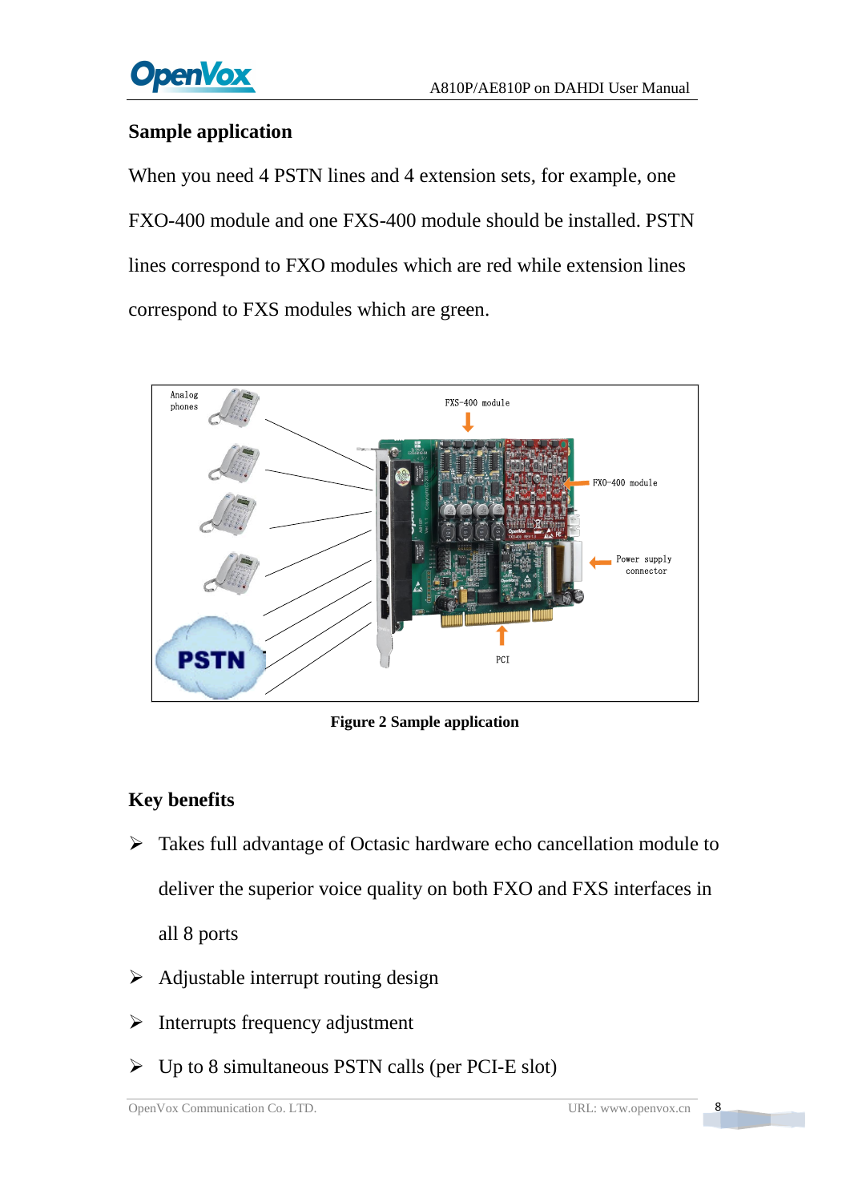## Sample application

When you need 4 PSTN lines and 4 extension sets, for example, one FXO-400 module and one FXS-400 module should be installed. PSTN lines correspond to FXO modules which are red while extension lines correspond to FXS modules which are green.

**Figure 2 Sample application**

## Key benefits

- Takes full advantage of Octasic hardware echo cancellation module to deliver the superior voice quality on both FXO and FXS interfaces in all 8 ports
- Adjustable interrupt routing design
- Interrupts frequency adjustment
- Up to 8 simultaneous PSTN calls (per PCI-E slot)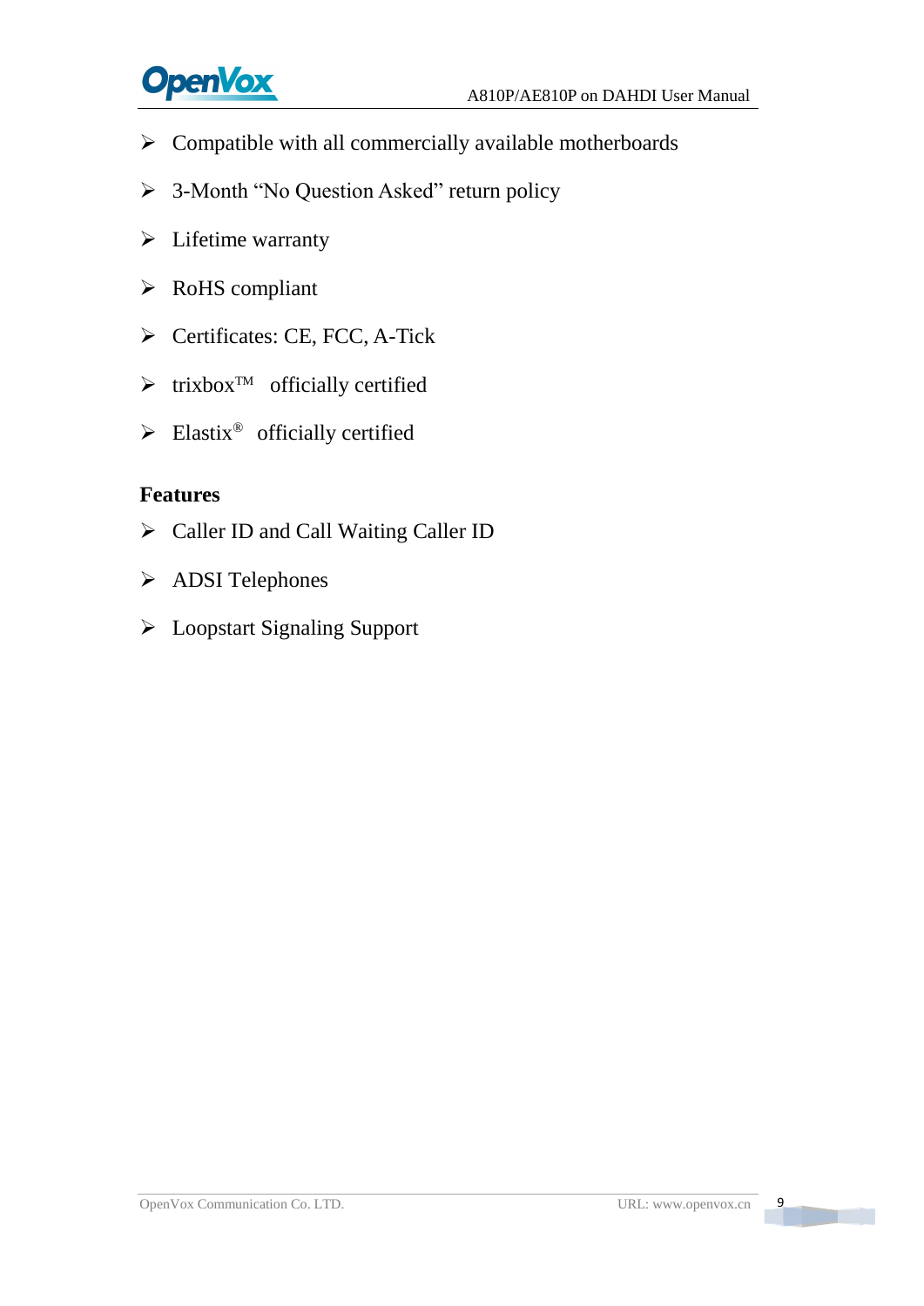- Compatible with all commercially available motherboards
- 3-Month "No Question Asked" return policy
- Lifetime warranty
- RoHS compliant
- Certificates: CE, FCC, A-Tick
- trixbox™ officially certified
- Elastix® officially certified

**Features**

- Caller ID and Call Waiting Caller ID
- ADSI Telephones
- Loopstart Signaling Support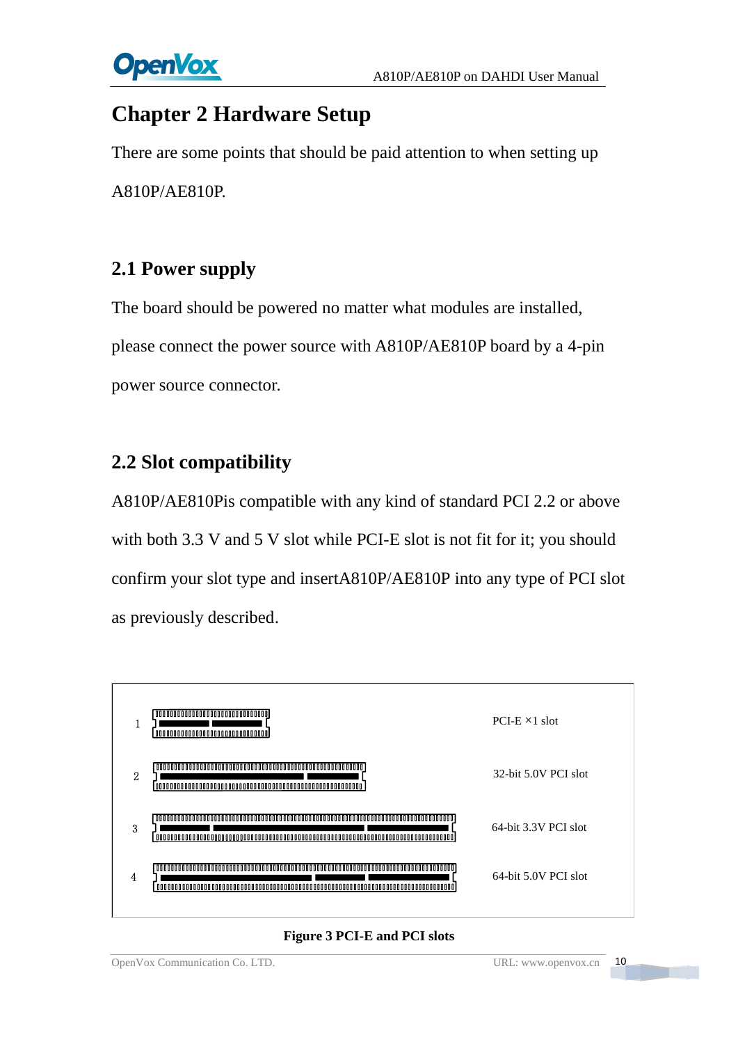# Chapter 2 Hardware Setup

There are some points that should be paid attention to when setting up A810P/AE810P.

## 2.1 Power supply

The board should be powered no matter what modules are installed, please connect the power source with A810P/AE810P board by a 4-pin power source connector.

## 2.2 Slot compatibility

A810P/AE810Pis compatible with any kind of standard PCI 2.2 or above with both 3.3 V and 5 V slot while PCI-E slot is not fit for it; you should confirm your slot type and insertA810P/AE810P into any type of PCI slot as previously described.

| | |
|---|---|
| 1 | PCI-E ×1 slot |
| 2 | 32-bit 5.0V PCI slot |
| 3 | 64-bit 3.3V PCI slot |
| 4 | 64-bit 5.0V PCI slot |

**Figure 3 PCI-E and PCI slots**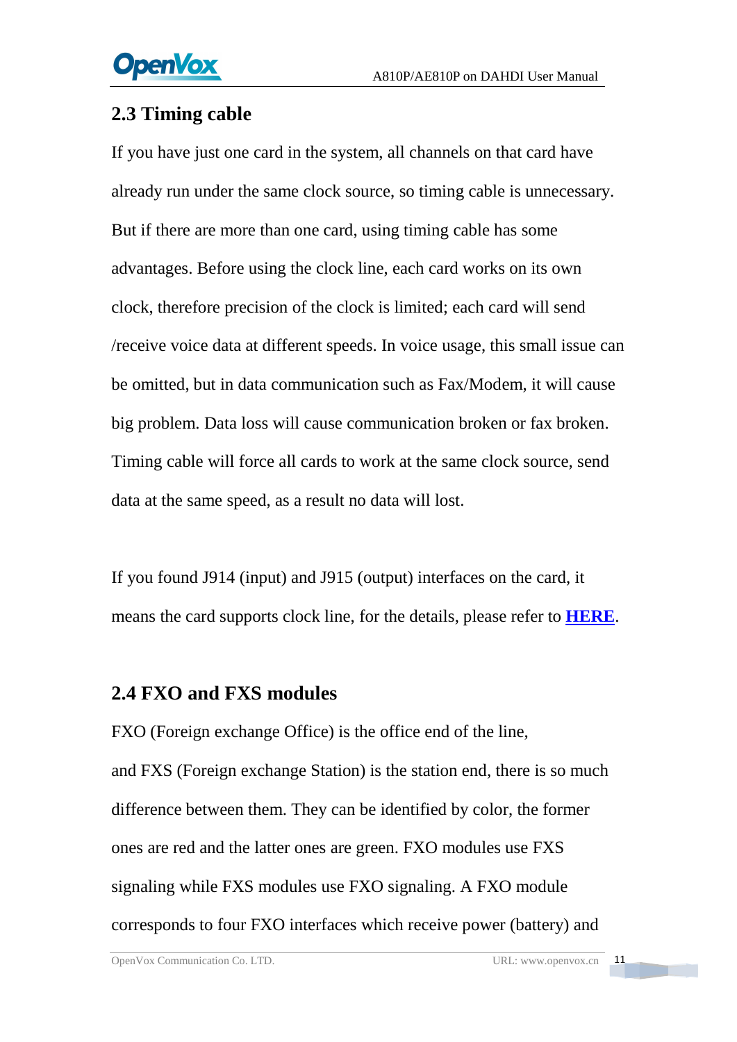## 2.3 Timing cable

If you have just one card in the system, all channels on that card have already run under the same clock source, so timing cable is unnecessary. But if there are more than one card, using timing cable has some advantages. Before using the clock line, each card works on its own clock, therefore precision of the clock is limited; each card will send /receive voice data at different speeds. In voice usage, this small issue can be omitted, but in data communication such as Fax/Modem, it will cause big problem. Data loss will cause communication broken or fax broken. Timing cable will force all cards to work at the same clock source, send data at the same speed, as a result no data will lost.

If you found J914 (input) and J915 (output) interfaces on the card, it means the card supports clock line, for the details, please refer to **HERE**.

## 2.4 FXO and FXS modules

FXO (Foreign exchange Office) is the office end of the line, and FXS (Foreign exchange Station) is the station end, there is so much difference between them. They can be identified by color, the former ones are red and the latter ones are green. FXO modules use FXS signaling while FXS modules use FXO signaling. A FXO module corresponds to four FXO interfaces which receive power (battery) and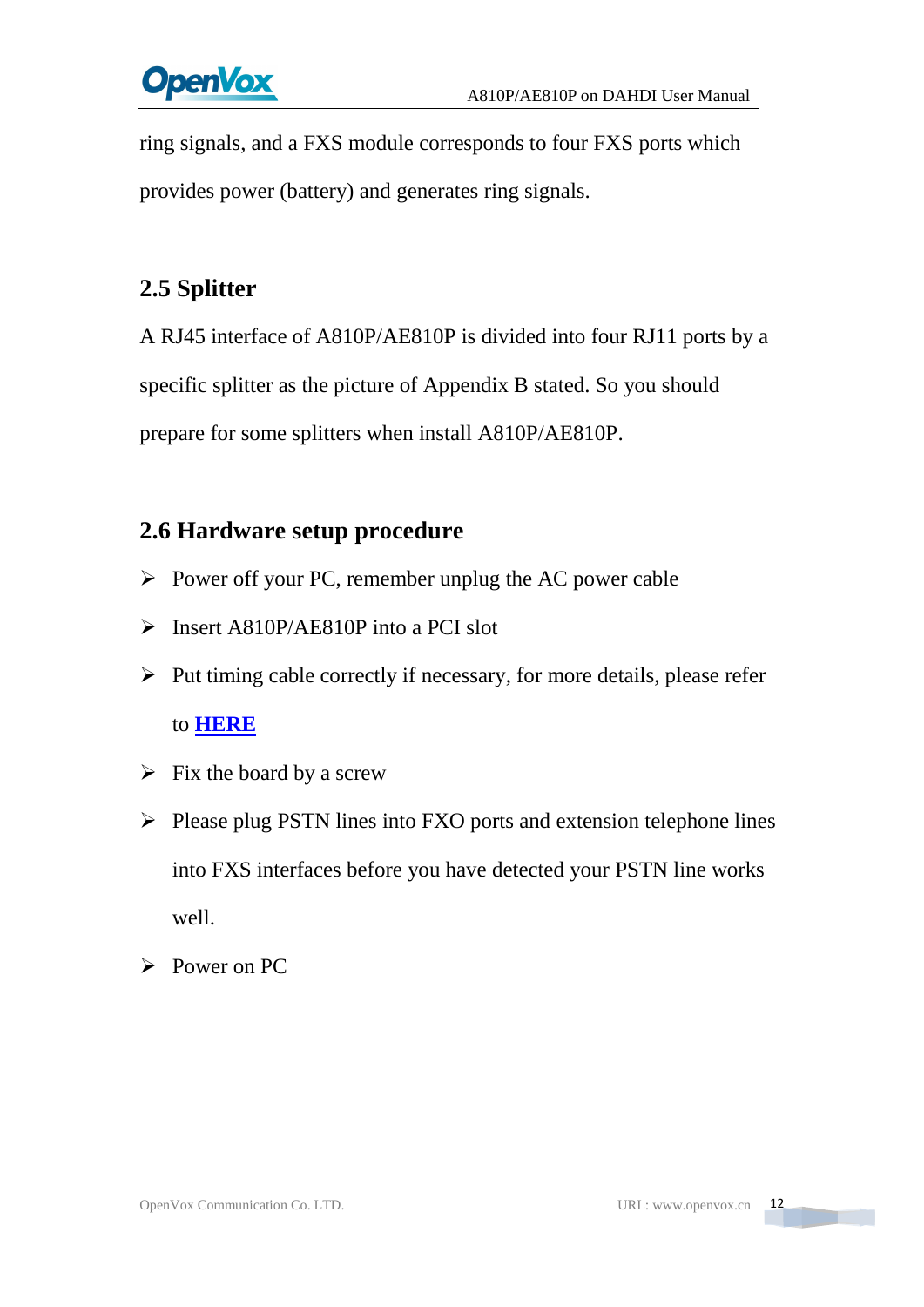ring signals, and a FXS module corresponds to four FXS ports which provides power (battery) and generates ring signals.

## 2.5 Splitter

A RJ45 interface of A810P/AE810P is divided into four RJ11 ports by a specific splitter as the picture of Appendix B stated. So you should prepare for some splitters when install A810P/AE810P.

## 2.6 Hardware setup procedure

- Power off your PC, remember unplug the AC power cable
- Insert A810P/AE810P into a PCI slot
- Put timing cable correctly if necessary, for more details, please refer to **HERE**
- Fix the board by a screw
- Please plug PSTN lines into FXO ports and extension telephone lines into FXS interfaces before you have detected your PSTN line works well.
- Power on PC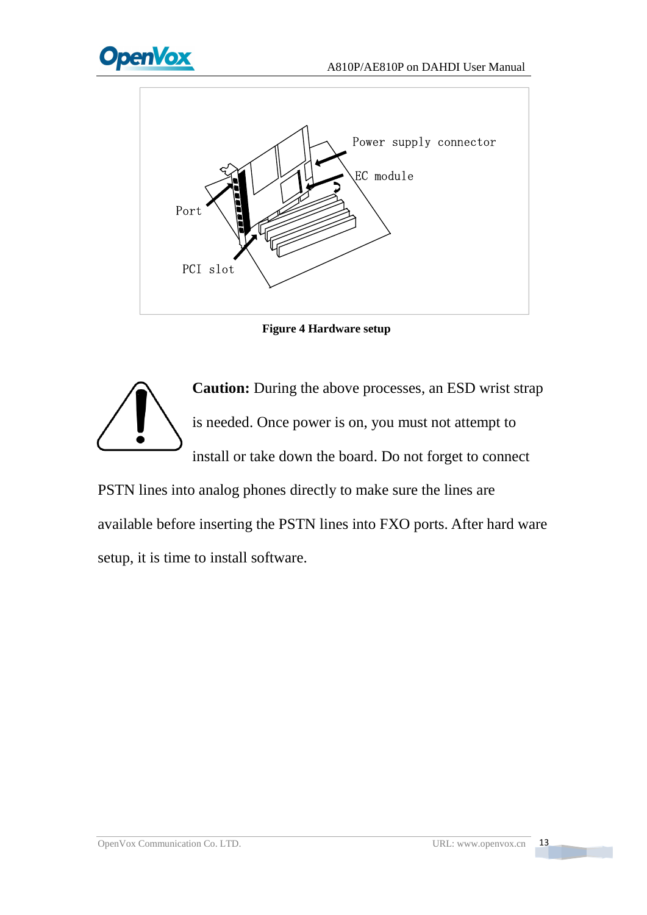Power supply connector

EC module

Port

PCI slot

**Figure 4 Hardware setup**

**Caution:** During the above processes, an ESD wrist strap is needed. Once power is on, you must not attempt to install or take down the board. Do not forget to connect PSTN lines into analog phones directly to make sure the lines are available before inserting the PSTN lines into FXO ports. After hard ware setup, it is time to install software.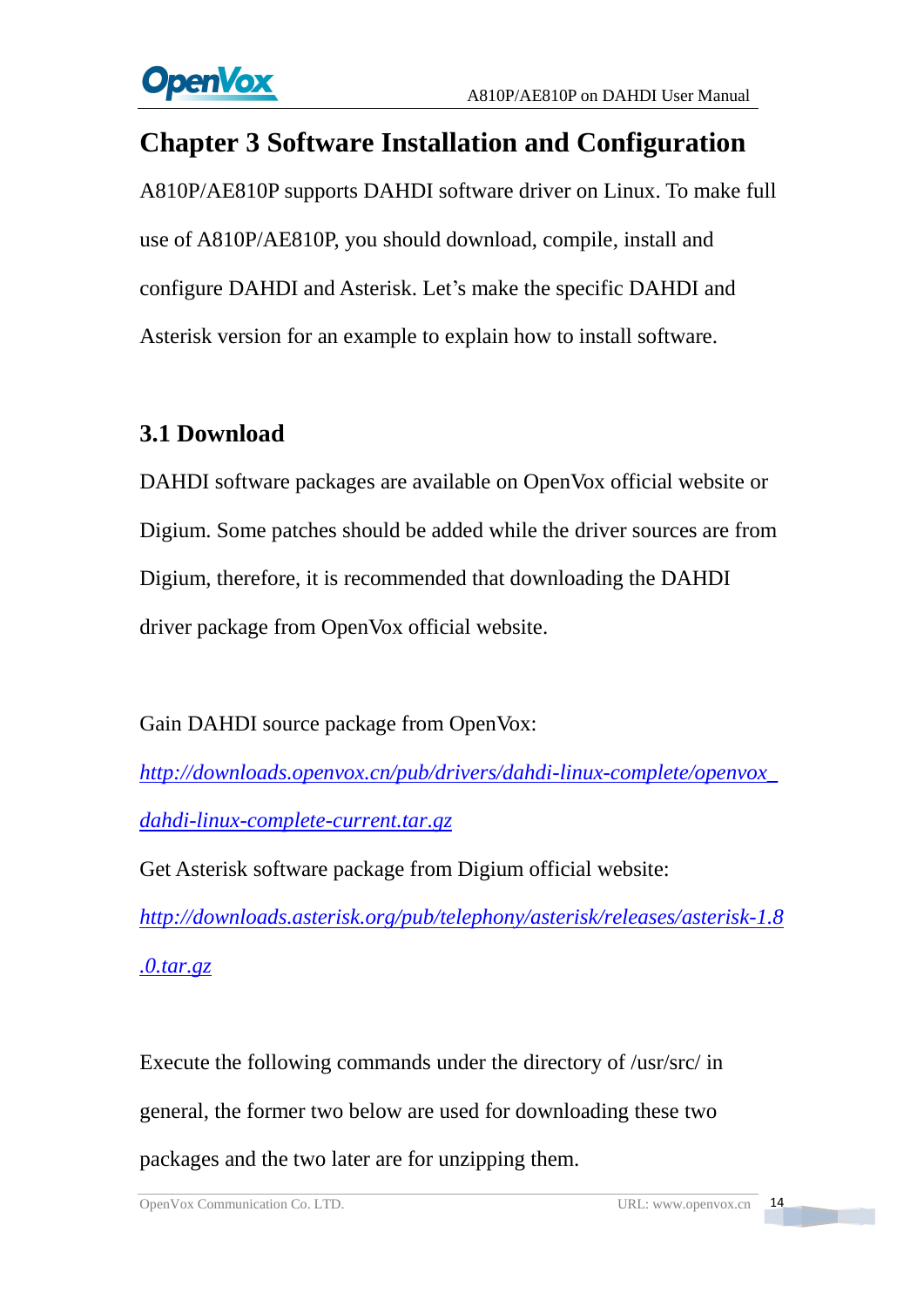# Chapter 3 Software Installation and Configuration

A810P/AE810P supports DAHDI software driver on Linux. To make full use of A810P/AE810P, you should download, compile, install and configure DAHDI and Asterisk. Let's make the specific DAHDI and Asterisk version for an example to explain how to install software.

## 3.1 Download

DAHDI software packages are available on OpenVox official website or Digium. Some patches should be added while the driver sources are from Digium, therefore, it is recommended that downloading the DAHDI driver package from OpenVox official website.

Gain DAHDI source package from OpenVox:

*http://downloads.openvox.cn/pub/drivers/dahdi-linux-complete/openvox_dahdi-linux-complete-current.tar.gz*

Get Asterisk software package from Digium official website:

*http://downloads.asterisk.org/pub/telephony/asterisk/releases/asterisk-1.8.0.tar.gz*

Execute the following commands under the directory of /usr/src/ in general, the former two below are used for downloading these two packages and the two later are for unzipping them.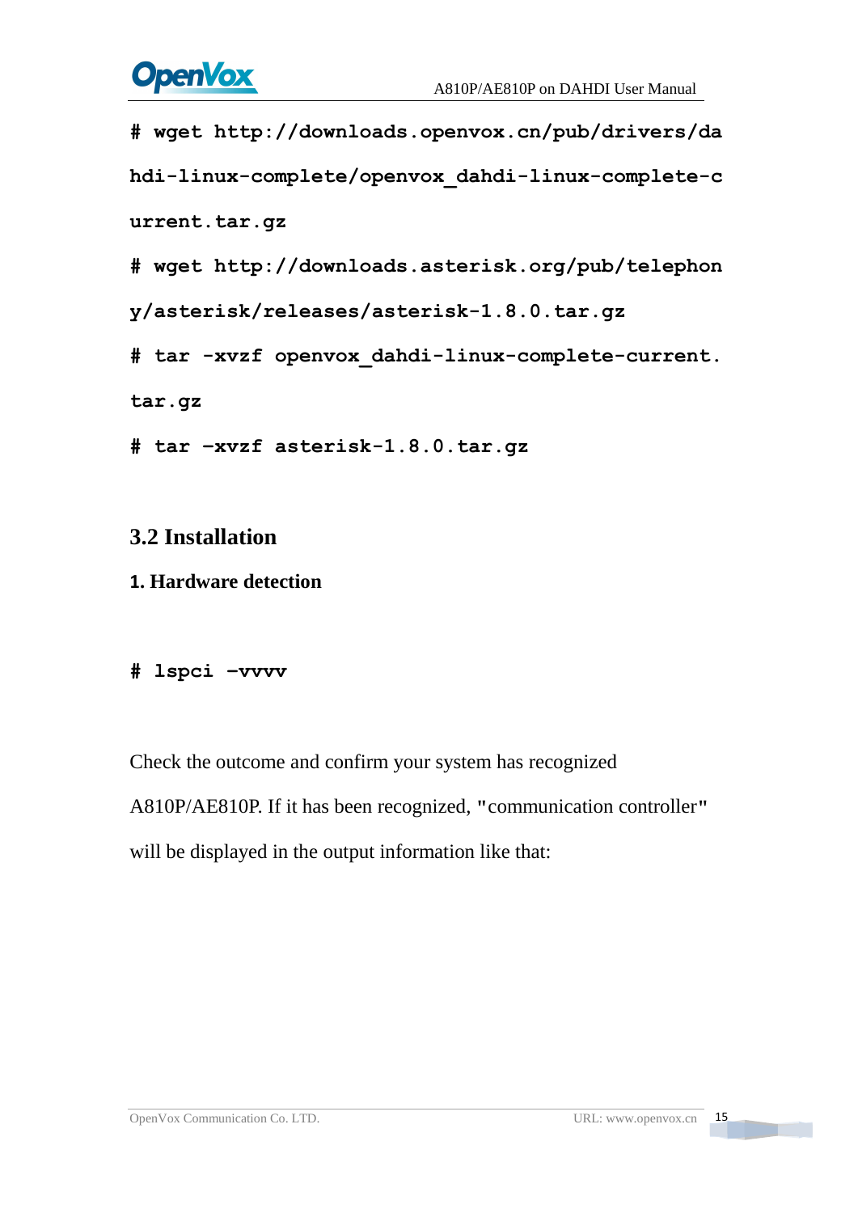```
# wget http://downloads.openvox.cn/pub/drivers/dahdi-linux-complete/openvox_dahdi-linux-complete-current.tar.gz
# wget http://downloads.asterisk.org/pub/telephony/asterisk/releases/asterisk-1.8.0.tar.gz
# tar -xvzf openvox_dahdi-linux-complete-current.tar.gz
# tar –xvzf asterisk-1.8.0.tar.gz
```

## 3.2 Installation

**1. Hardware detection**

```
# lspci –vvvv
```

Check the outcome and confirm your system has recognized A810P/AE810P. If it has been recognized, "communication controller" will be displayed in the output information like that: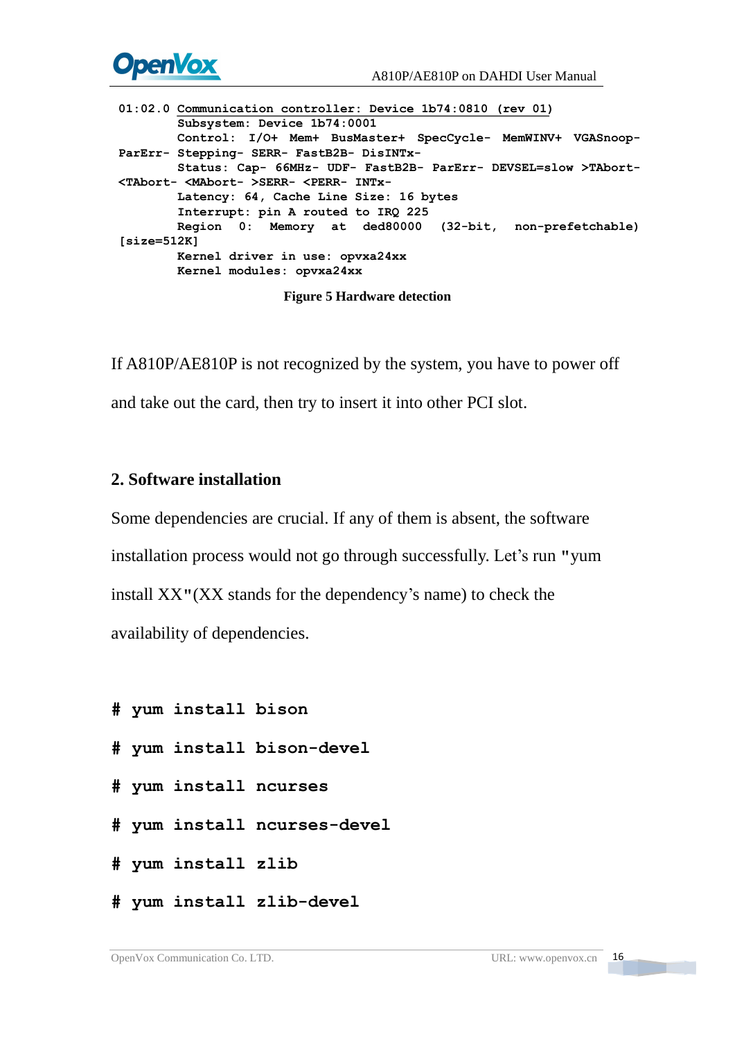```
01:02.0 Communication controller: Device 1b74:0810 (rev 01)
        Subsystem: Device 1b74:0001
        Control: I/O+ Mem+ BusMaster+ SpecCycle- MemWINV+ VGASnoop-
ParErr- Stepping- SERR- FastB2B- DisINTx-
        Status: Cap- 66MHz- UDF- FastB2B- ParErr- DEVSEL=slow >TAbort-
<TAbort- <MAbort- >SERR- <PERR- INTx-
        Latency: 64, Cache Line Size: 16 bytes
        Interrupt: pin A routed to IRQ 225
        Region 0: Memory at ded80000 (32-bit, non-prefetchable)
[size=512K]
        Kernel driver in use: opvxa24xx
        Kernel modules: opvxa24xx
```

**Figure 5 Hardware detection**

If A810P/AE810P is not recognized by the system, you have to power off and take out the card, then try to insert it into other PCI slot.

## 2. Software installation

Some dependencies are crucial. If any of them is absent, the software installation process would not go through successfully. Let's run "yum install XX"(XX stands for the dependency's name) to check the availability of dependencies.

```
# yum install bison
# yum install bison-devel
# yum install ncurses
# yum install ncurses-devel
# yum install zlib
# yum install zlib-devel
```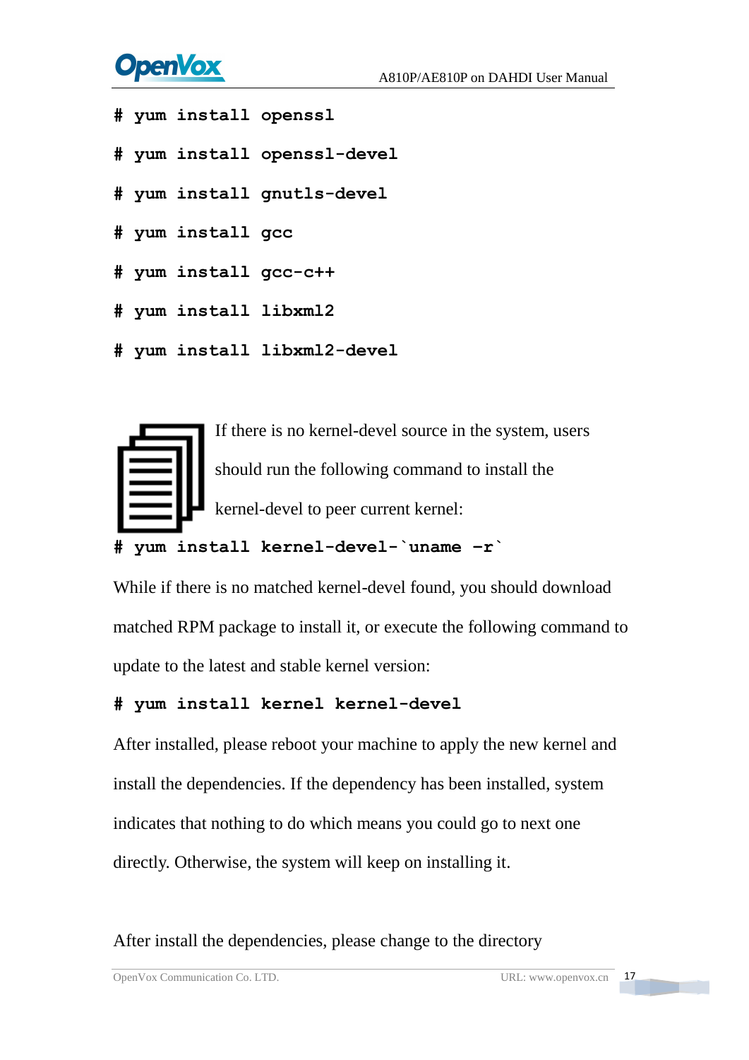```
# yum install openssl
# yum install openssl-devel
# yum install gnutls-devel
# yum install gcc
# yum install gcc-c++
# yum install libxml2
# yum install libxml2-devel
```

If there is no kernel-devel source in the system, users should run the following command to install the kernel-devel to peer current kernel:

```
# yum install kernel-devel-`uname -r`
```

While if there is no matched kernel-devel found, you should download matched RPM package to install it, or execute the following command to update to the latest and stable kernel version:

```
# yum install kernel kernel-devel
```

After installed, please reboot your machine to apply the new kernel and install the dependencies. If the dependency has been installed, system indicates that nothing to do which means you could go to next one directly. Otherwise, the system will keep on installing it.

After install the dependencies, please change to the directory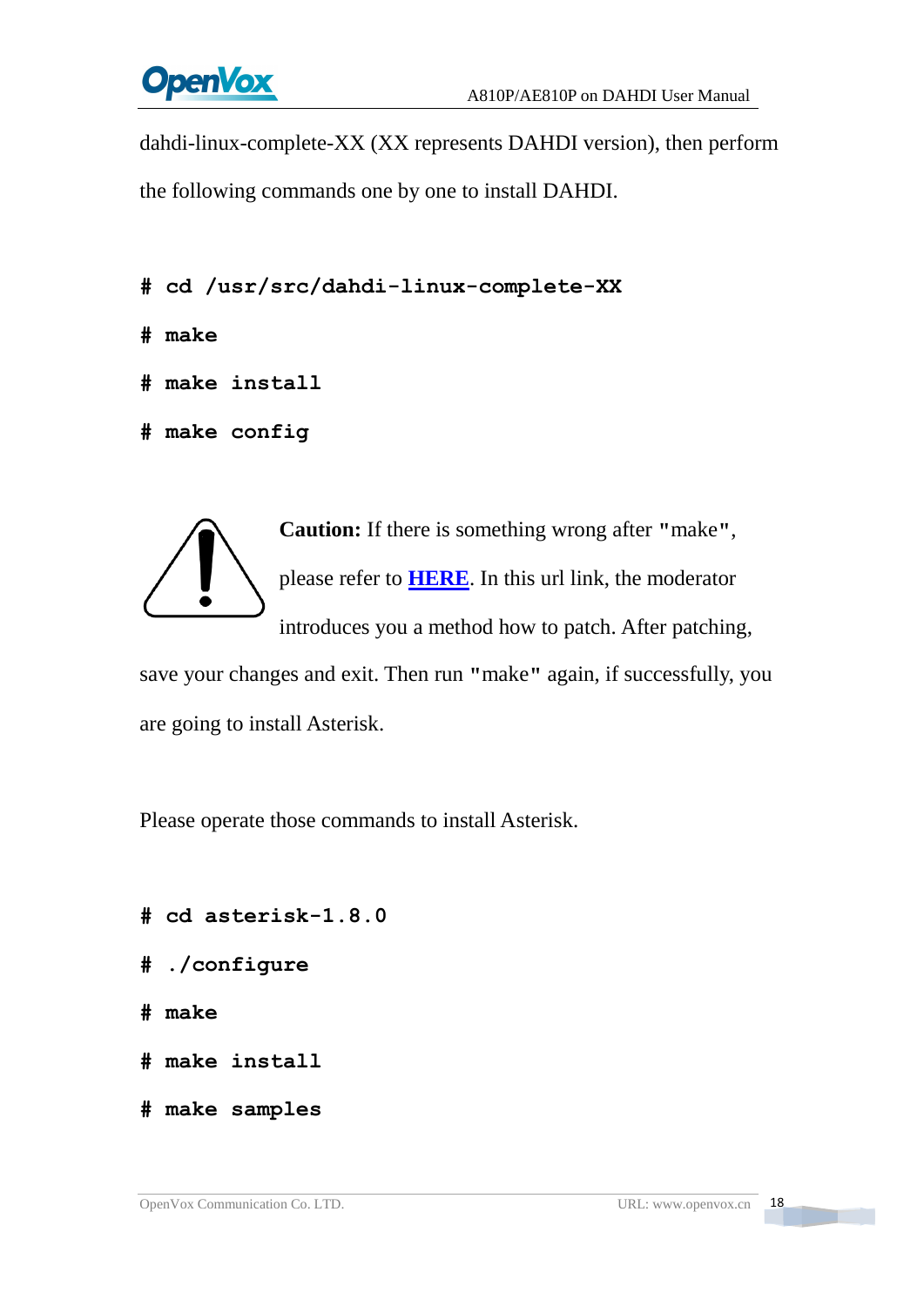dahdi-linux-complete-XX (XX represents DAHDI version), then perform the following commands one by one to install DAHDI.

```
# cd /usr/src/dahdi-linux-complete-XX
# make
# make install
# make config
```

**Caution:** If there is something wrong after "make", please refer to **HERE**. In this url link, the moderator introduces you a method how to patch. After patching, save your changes and exit. Then run "make" again, if successfully, you are going to install Asterisk.

Please operate those commands to install Asterisk.

```
# cd asterisk-1.8.0
# ./configure
# make
# make install
# make samples
```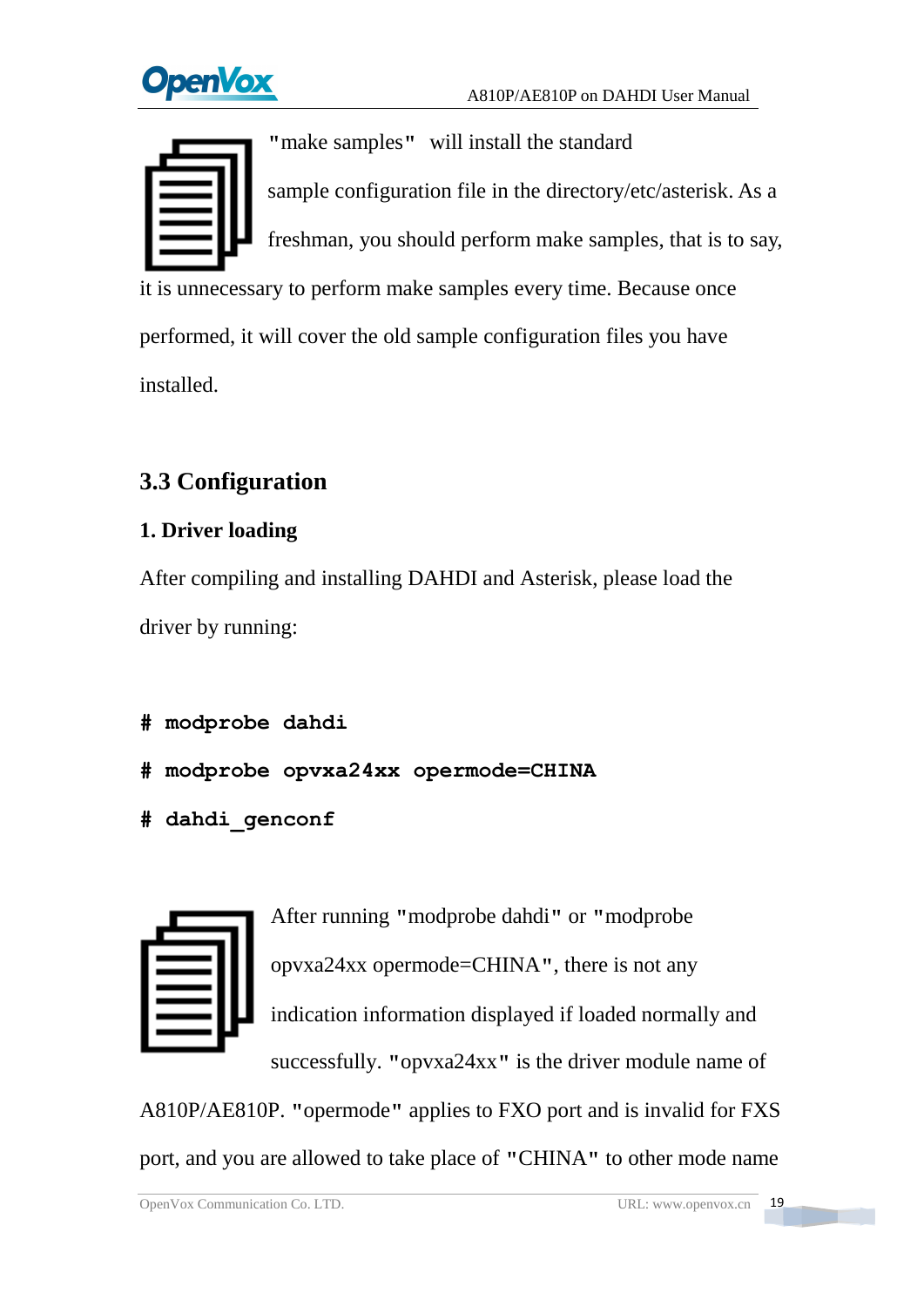"make samples" will install the standard sample configuration file in the directory/etc/asterisk. As a freshman, you should perform make samples, that is to say, it is unnecessary to perform make samples every time. Because once performed, it will cover the old sample configuration files you have installed.

## 3.3 Configuration

### 1. Driver loading

After compiling and installing DAHDI and Asterisk, please load the driver by running:

```
# modprobe dahdi
# modprobe opvxa24xx opermode=CHINA
# dahdi_genconf
```

After running "modprobe dahdi" or "modprobe opvxa24xx opermode=CHINA", there is not any indication information displayed if loaded normally and successfully. "opvxa24xx" is the driver module name of A810P/AE810P. "opermode" applies to FXO port and is invalid for FXS port, and you are allowed to take place of "CHINA" to other mode name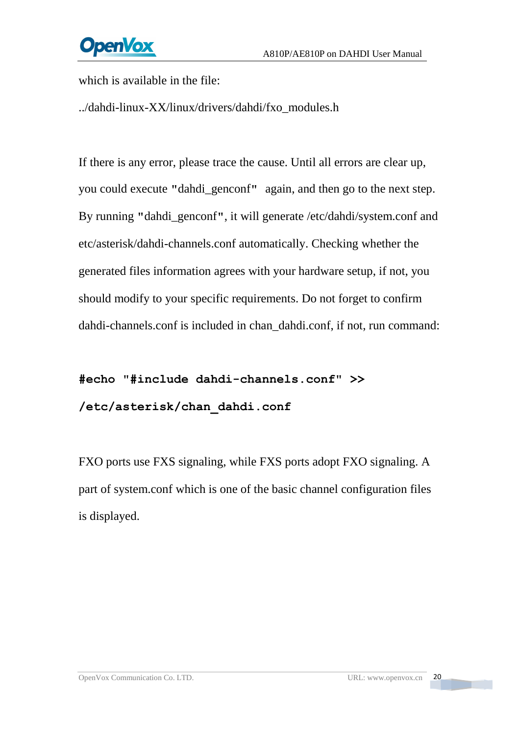which is available in the file:

../dahdi-linux-XX/linux/drivers/dahdi/fxo_modules.h

If there is any error, please trace the cause. Until all errors are clear up, you could execute "dahdi_genconf" again, and then go to the next step. By running "dahdi_genconf", it will generate /etc/dahdi/system.conf and etc/asterisk/dahdi-channels.conf automatically. Checking whether the generated files information agrees with your hardware setup, if not, you should modify to your specific requirements. Do not forget to confirm dahdi-channels.conf is included in chan_dahdi.conf, if not, run command:

```
#echo "#include dahdi-channels.conf" >> /etc/asterisk/chan_dahdi.conf
```

FXO ports use FXS signaling, while FXS ports adopt FXO signaling. A part of system.conf which is one of the basic channel configuration files is displayed.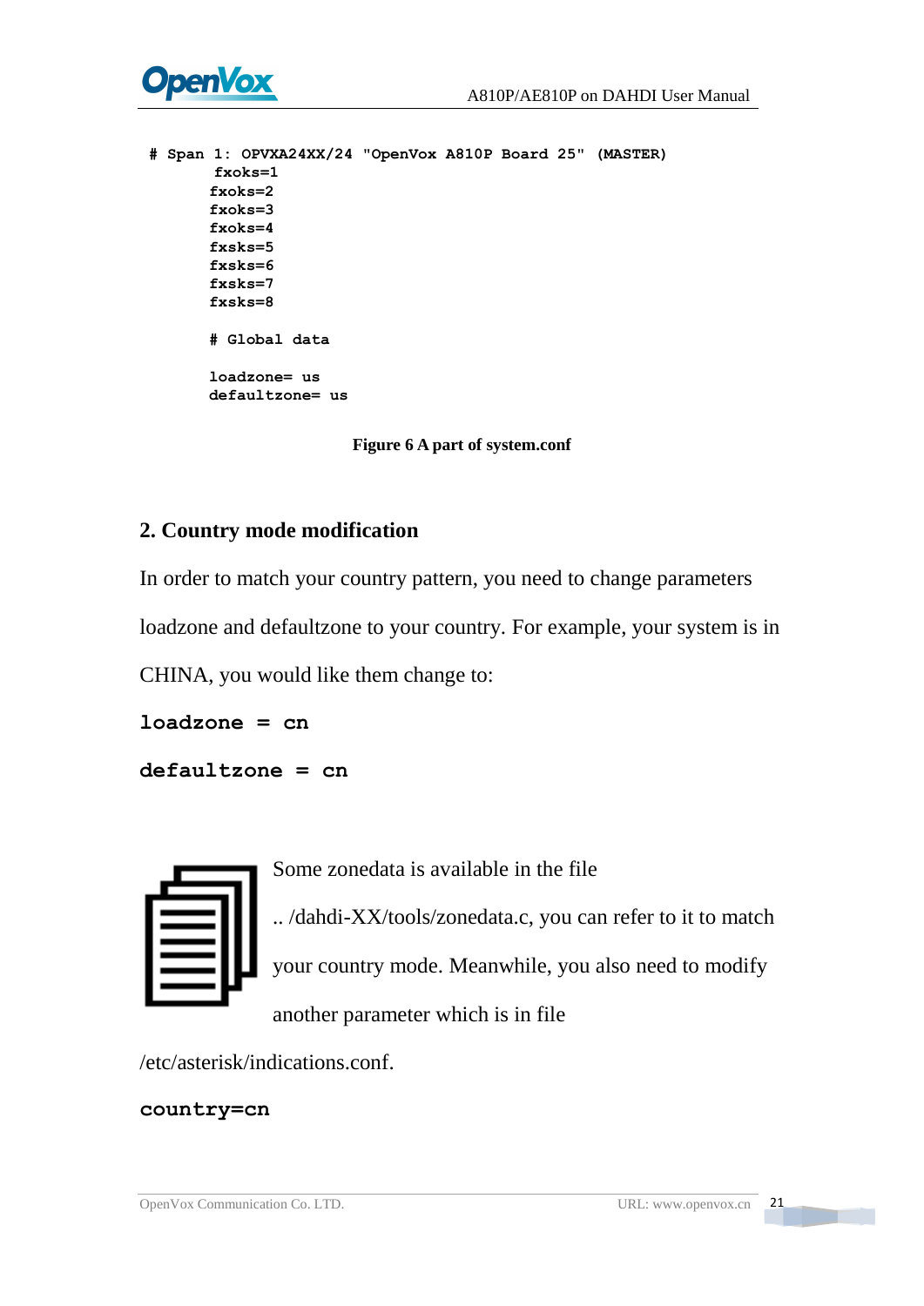```
# Span 1: OPVXA24XX/24 "OpenVox A810P Board 25" (MASTER)
        fxoks=1
        fxoks=2
        fxoks=3
        fxoks=4
        fxsks=5
        fxsks=6
        fxsks=7
        fxsks=8

        # Global data

        loadzone= us
        defaultzone= us
```

**Figure 6 A part of system.conf**

## 2. Country mode modification

In order to match your country pattern, you need to change parameters loadzone and defaultzone to your country. For example, your system is in CHINA, you would like them change to:

```
loadzone = cn
defaultzone = cn
```

Some zonedata is available in the file .. /dahdi-XX/tools/zonedata.c, you can refer to it to match your country mode. Meanwhile, you also need to modify another parameter which is in file /etc/asterisk/indications.conf.

```
country=cn
```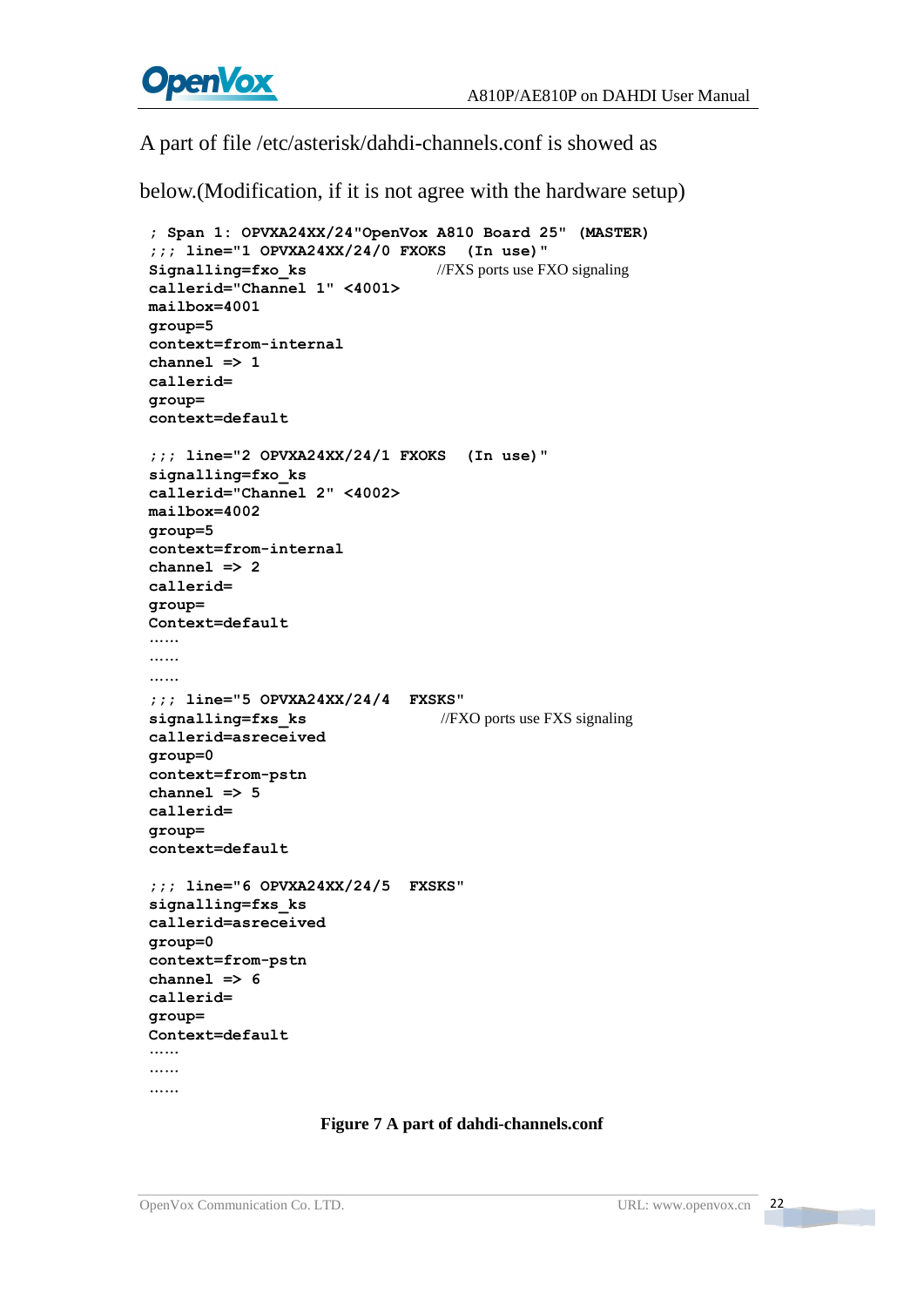A part of file /etc/asterisk/dahdi-channels.conf is showed as

below.(Modification, if it is not agree with the hardware setup)

```
; Span 1: OPVXA24XX/24"OpenVox A810 Board 25" (MASTER)
;;; line="1 OPVXA24XX/24/0 FXOKS  (In use)"
Signalling=fxo_ks                 //FXS ports use FXO signaling
callerid="Channel 1" <4001>
mailbox=4001
group=5
context=from-internal
channel => 1
callerid=
group=
context=default

;;; line="2 OPVXA24XX/24/1 FXOKS  (In use)"
signalling=fxo_ks
callerid="Channel 2" <4002>
mailbox=4002
group=5
context=from-internal
channel => 2
callerid=
group=
Context=default
……
……
……
;;; line="5 OPVXA24XX/24/4  FXSKS"
signalling=fxs_ks                 //FXO ports use FXS signaling
callerid=asreceived
group=0
context=from-pstn
channel => 5
callerid=
group=
context=default

;;; line="6 OPVXA24XX/24/5  FXSKS"
signalling=fxs_ks
callerid=asreceived
group=0
context=from-pstn
channel => 6
callerid=
group=
Context=default
……
……
……
```

**Figure 7 A part of dahdi-channels.conf**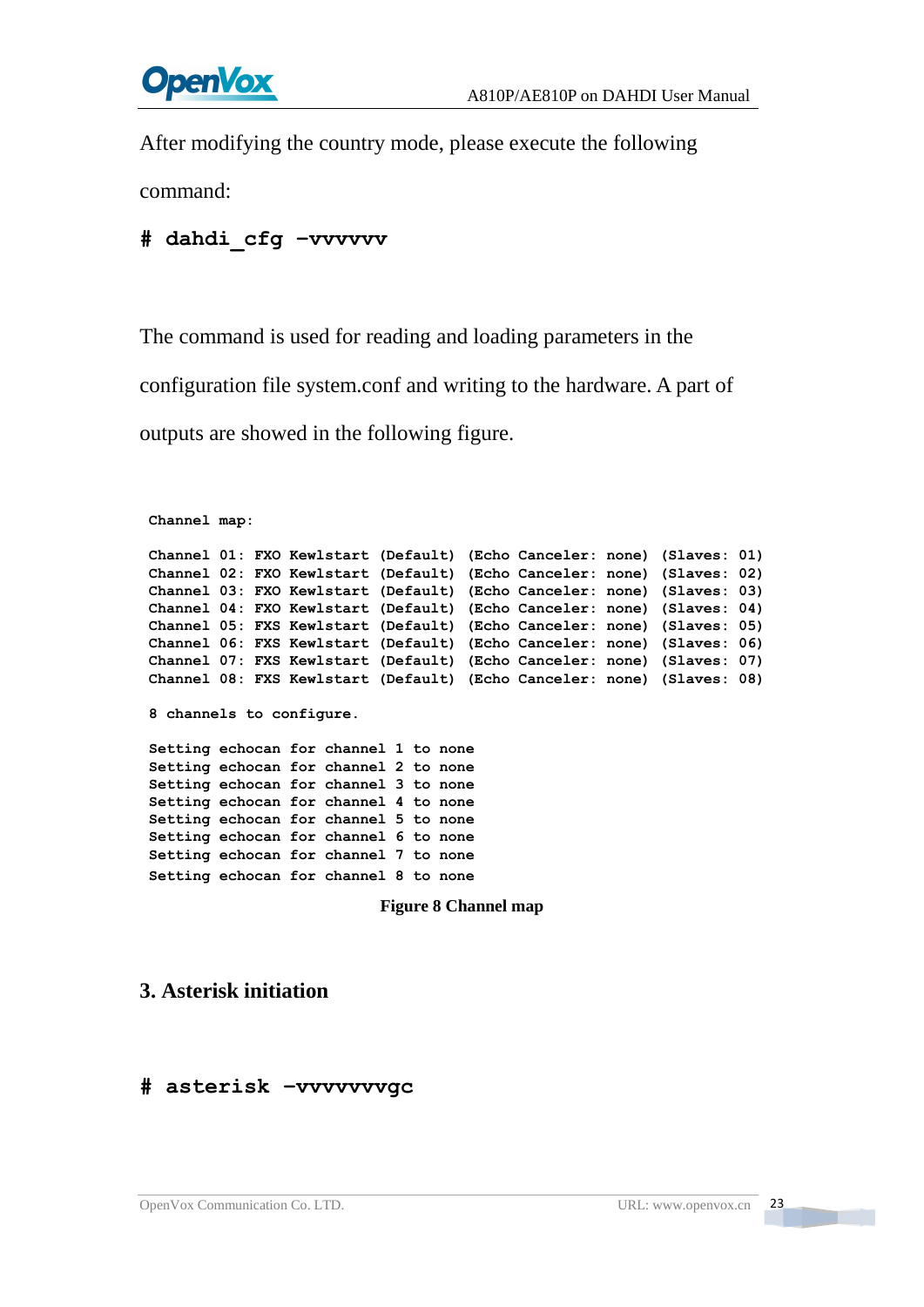After modifying the country mode, please execute the following command:

```
# dahdi_cfg –vvvvvv
```

The command is used for reading and loading parameters in the configuration file system.conf and writing to the hardware. A part of outputs are showed in the following figure.

```
Channel map:

Channel 01: FXO Kewlstart (Default) (Echo Canceler: none) (Slaves: 01)
Channel 02: FXO Kewlstart (Default) (Echo Canceler: none) (Slaves: 02)
Channel 03: FXO Kewlstart (Default) (Echo Canceler: none) (Slaves: 03)
Channel 04: FXO Kewlstart (Default) (Echo Canceler: none) (Slaves: 04)
Channel 05: FXS Kewlstart (Default) (Echo Canceler: none) (Slaves: 05)
Channel 06: FXS Kewlstart (Default) (Echo Canceler: none) (Slaves: 06)
Channel 07: FXS Kewlstart (Default) (Echo Canceler: none) (Slaves: 07)
Channel 08: FXS Kewlstart (Default) (Echo Canceler: none) (Slaves: 08)

8 channels to configure.

Setting echocan for channel 1 to none
Setting echocan for channel 2 to none
Setting echocan for channel 3 to none
Setting echocan for channel 4 to none
Setting echocan for channel 5 to none
Setting echocan for channel 6 to none
Setting echocan for channel 7 to none
Setting echocan for channel 8 to none
```

**Figure 8 Channel map**

## 3. Asterisk initiation

```
# asterisk –vvvvvvvgc
```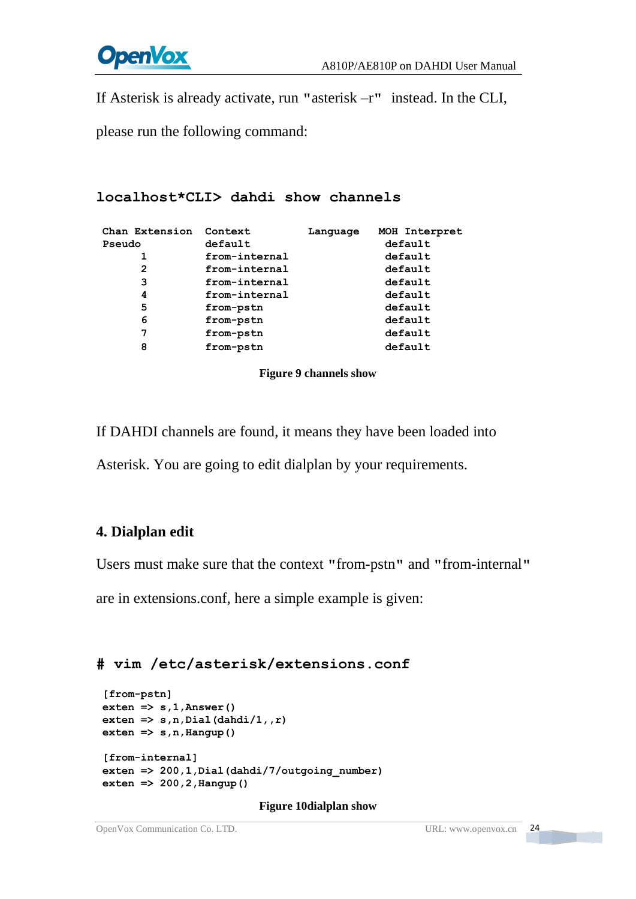If Asterisk is already activate, run "asterisk –r" instead. In the CLI, please run the following command:

```
localhost*CLI> dahdi show channels

 Chan Extension  Context         Language   MOH Interpret
 Pseudo          default                     default
       1         from-internal               default
       2         from-internal               default
       3         from-internal               default
       4         from-internal               default
       5         from-pstn                   default
       6         from-pstn                   default
       7         from-pstn                   default
       8         from-pstn                   default
```

**Figure 9 channels show**

If DAHDI channels are found, it means they have been loaded into Asterisk. You are going to edit dialplan by your requirements.

## 4. Dialplan edit

Users must make sure that the context "from-pstn" and "from-internal" are in extensions.conf, here a simple example is given:

```
# vim /etc/asterisk/extensions.conf

 [from-pstn]
 exten => s,1,Answer()
 exten => s,n,Dial(dahdi/1,,r)
 exten => s,n,Hangup()

 [from-internal]
 exten => 200,1,Dial(dahdi/7/outgoing_number)
 exten => 200,2,Hangup()
```

**Figure 10dialplan show**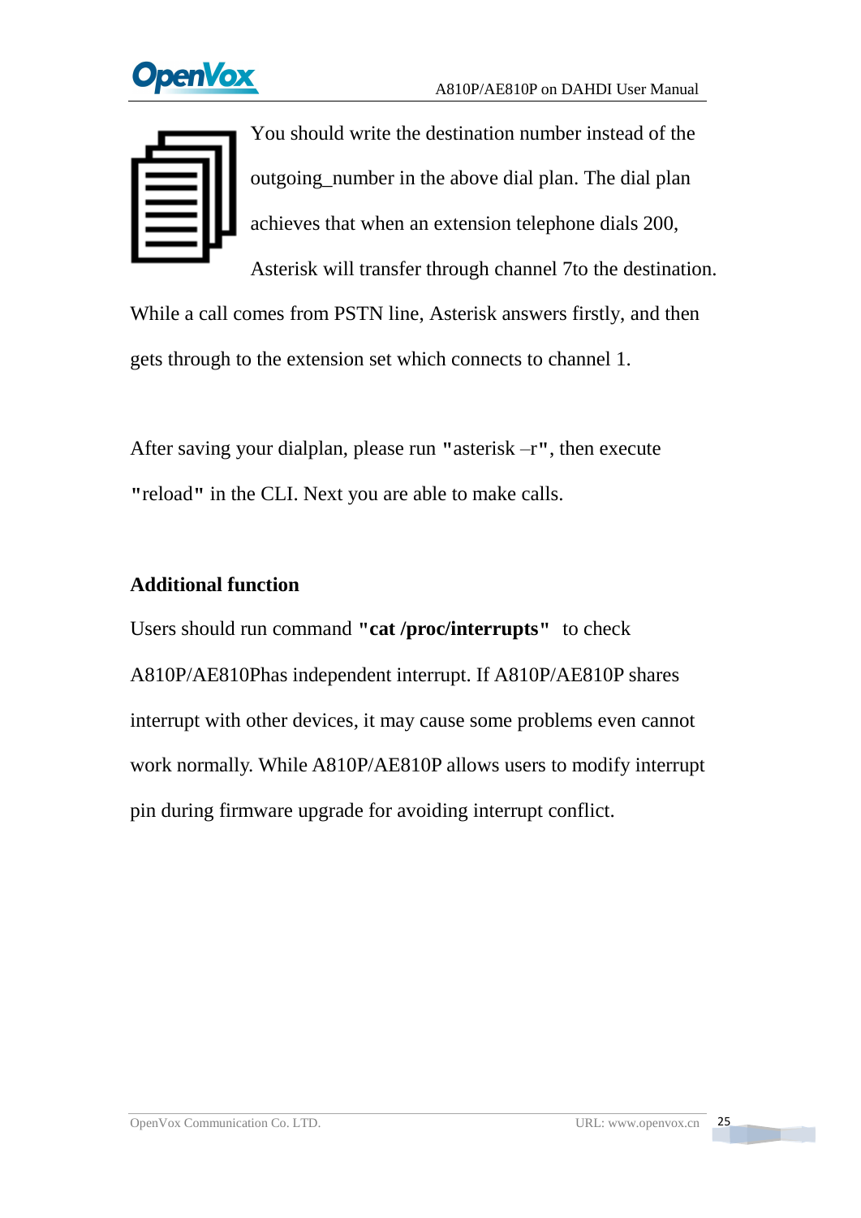You should write the destination number instead of the outgoing_number in the above dial plan. The dial plan achieves that when an extension telephone dials 200, Asterisk will transfer through channel 7to the destination. While a call comes from PSTN line, Asterisk answers firstly, and then gets through to the extension set which connects to channel 1.

After saving your dialplan, please run **"**asterisk –r**"**, then execute **"**reload**"** in the CLI. Next you are able to make calls.

**Additional function**

Users should run command **"cat /proc/interrupts"** to check A810P/AE810Phas independent interrupt. If A810P/AE810P shares interrupt with other devices, it may cause some problems even cannot work normally. While A810P/AE810P allows users to modify interrupt pin during firmware upgrade for avoiding interrupt conflict.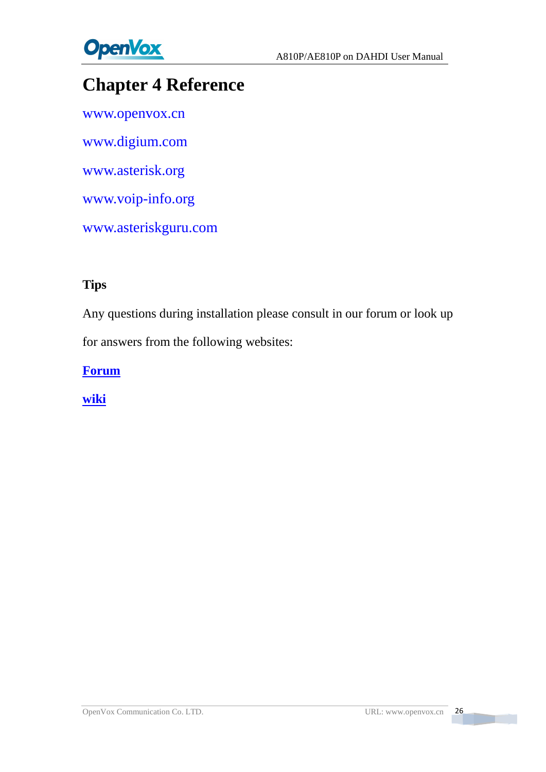# Chapter 4 Reference

www.openvox.cn

www.digium.com

www.asterisk.org

www.voip-info.org

www.asteriskguru.com

**Tips**

Any questions during installation please consult in our forum or look up for answers from the following websites:

**Forum**

**wiki**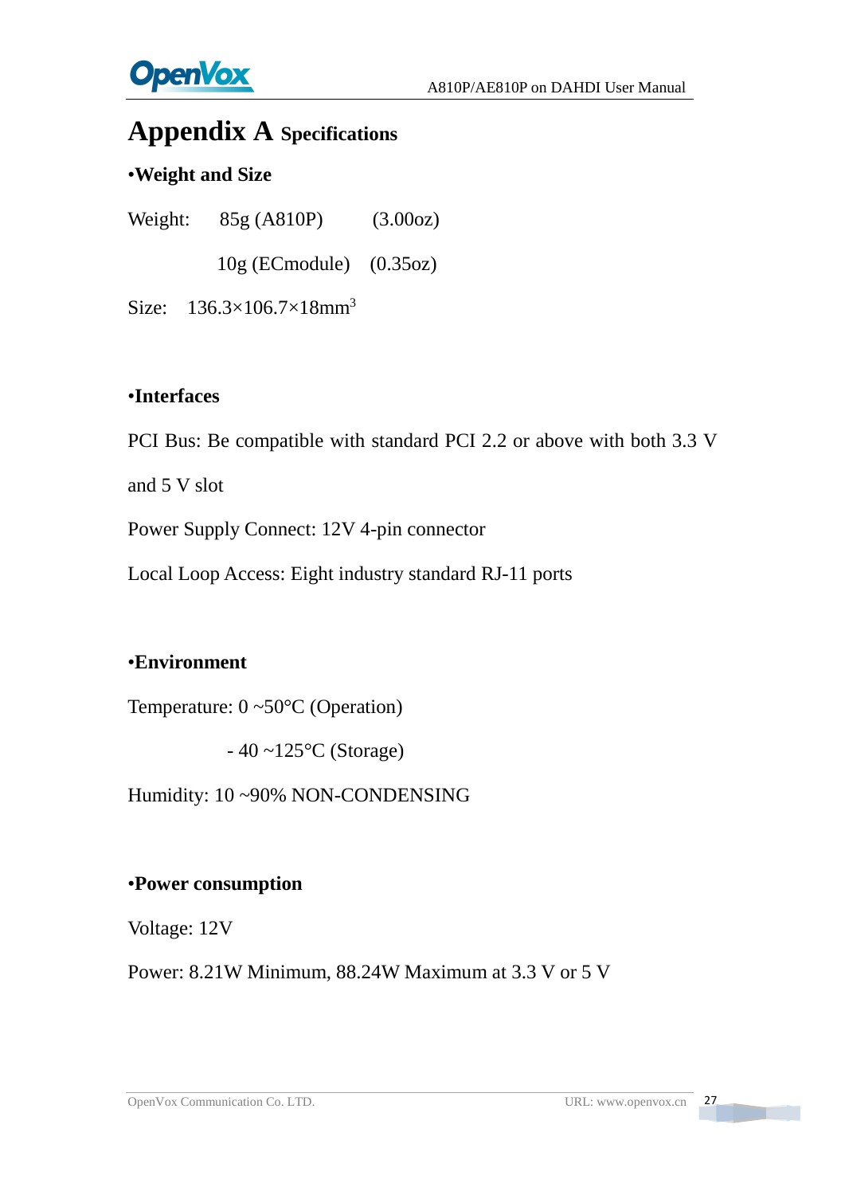# Appendix A Specifications

**•Weight and Size**

Weight: 85g (A810P) (3.00oz)

10g (ECmodule) (0.35oz)

Size: 136.3×106.7×18mm$^3$

**•Interfaces**

PCI Bus: Be compatible with standard PCI 2.2 or above with both 3.3 V and 5 V slot

Power Supply Connect: 12V 4-pin connector

Local Loop Access: Eight industry standard RJ-11 ports

**•Environment**

Temperature: 0 ~50°C (Operation)

- 40 ~125°C (Storage)

Humidity: 10 ~90% NON-CONDENSING

**•Power consumption**

Voltage: 12V

Power: 8.21W Minimum, 88.24W Maximum at 3.3 V or 5 V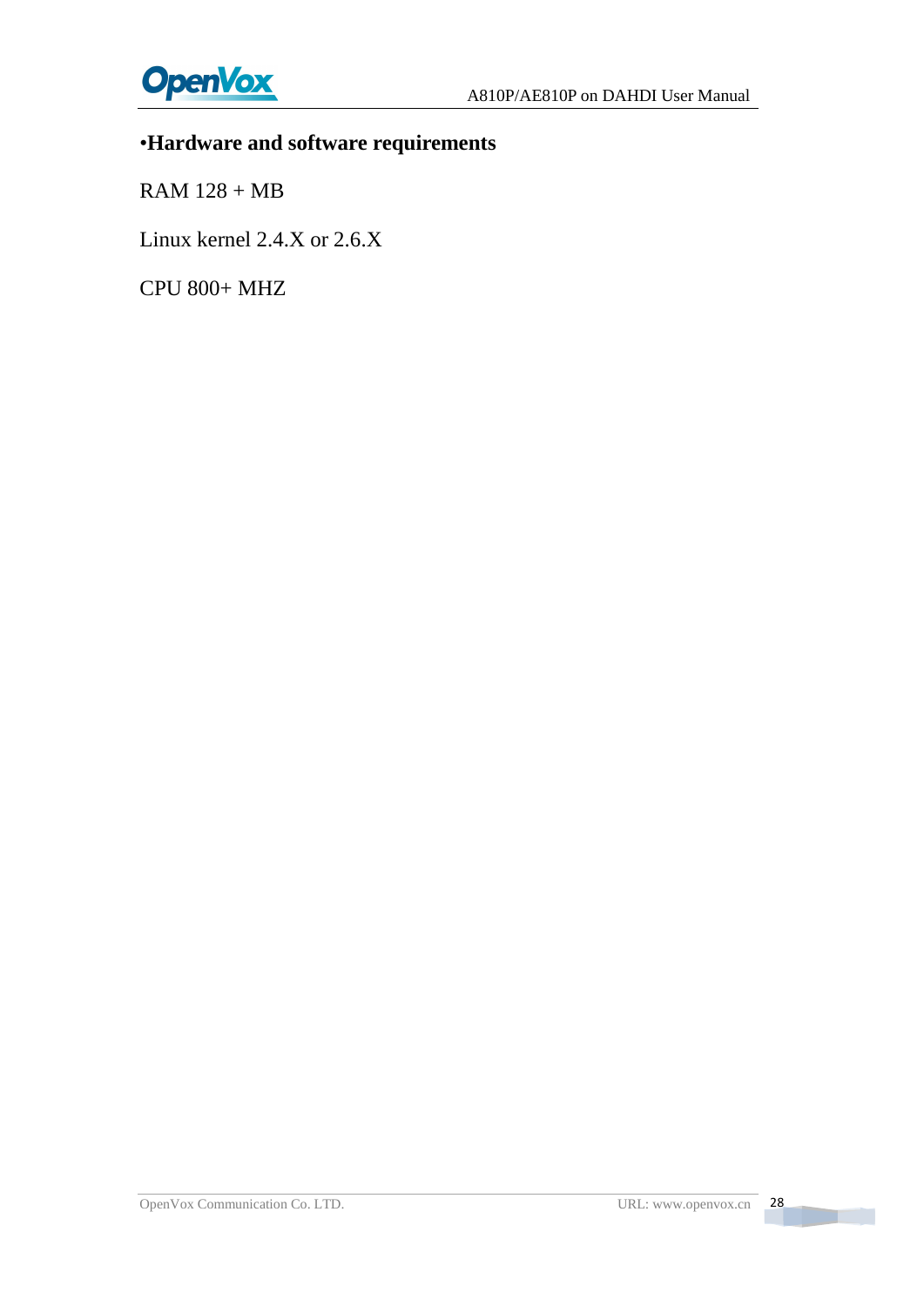**•Hardware and software requirements**

RAM 128 + MB

Linux kernel 2.4.X or 2.6.X

CPU 800+ MHZ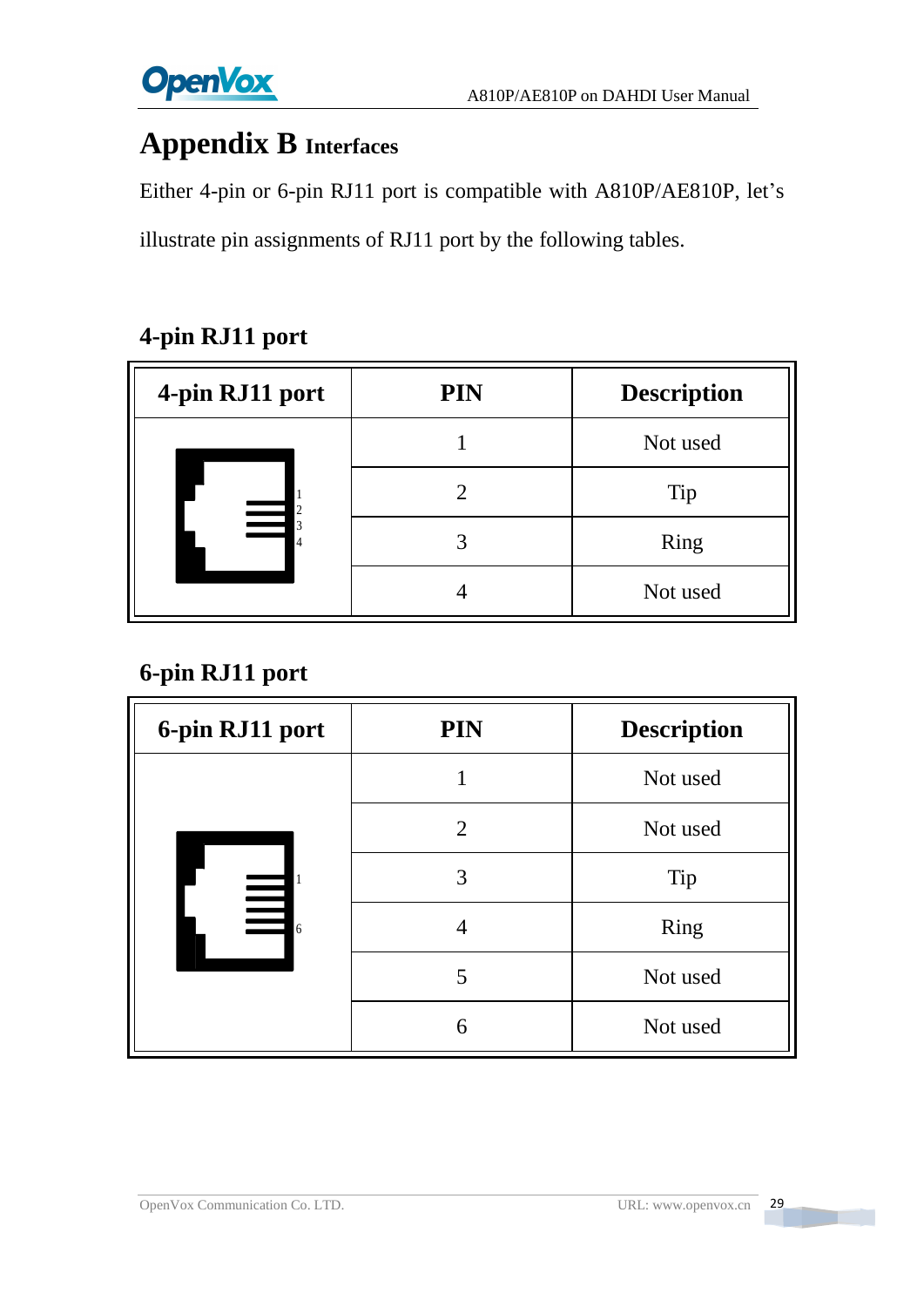# Appendix B Interfaces

Either 4-pin or 6-pin RJ11 port is compatible with A810P/AE810P, let's illustrate pin assignments of RJ11 port by the following tables.

## 4-pin RJ11 port

| 4-pin RJ11 port | PIN | Description |
|---|---|---|
| 1 2 3 4 | 1 | Not used |
| | 2 | Tip |
| | 3 | Ring |
| | 4 | Not used |

## 6-pin RJ11 port

| 6-pin RJ11 port | PIN | Description |
|---|---|---|
| 1 6 | 1 | Not used |
| | 2 | Not used |
| | 3 | Tip |
| | 4 | Ring |
| | 5 | Not used |
| | 6 | Not used |